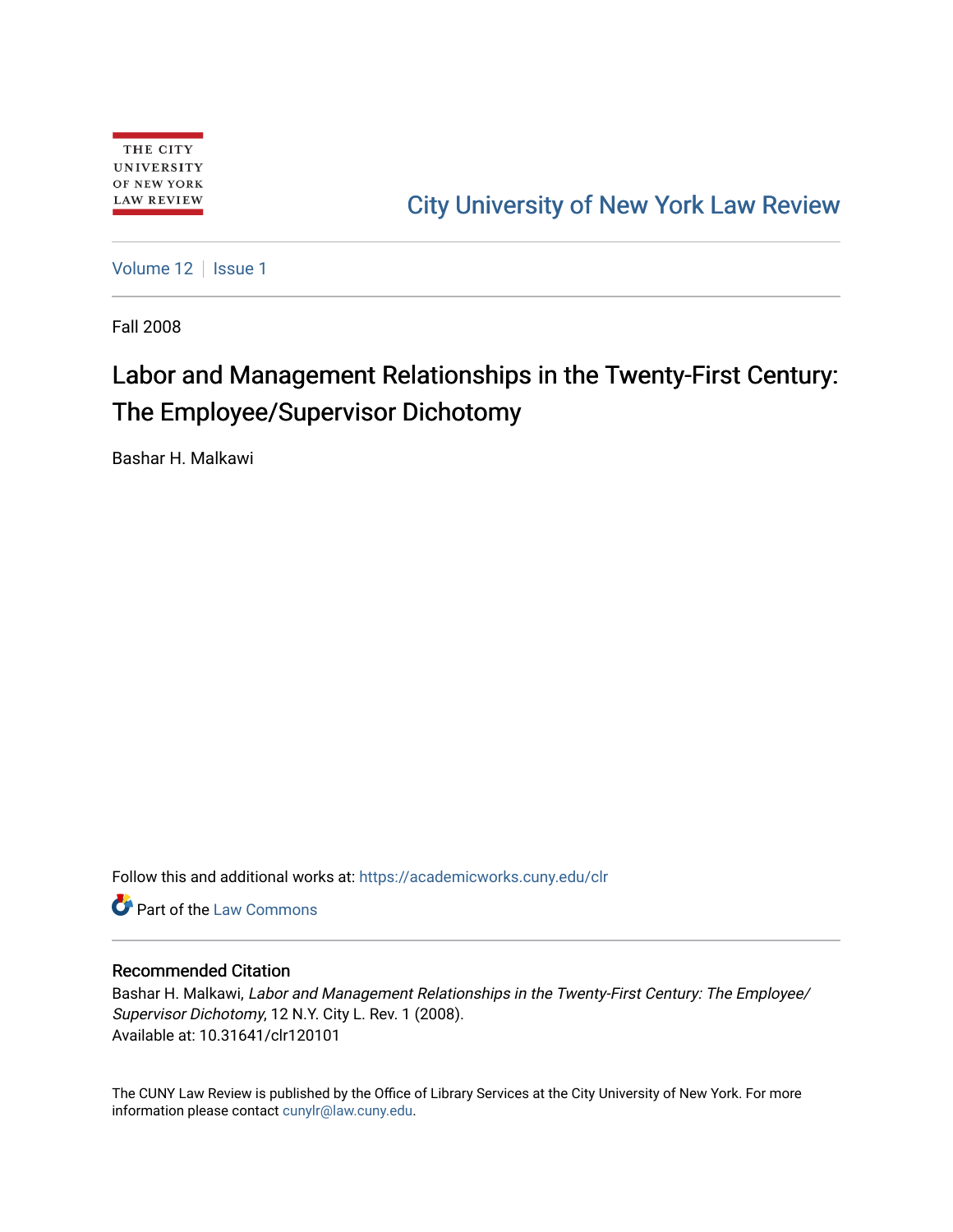THE CITY UNIVERSITY OF NEW YORK LAW REVIEW

City University of New York Law Review

Volume 12 | Issue 1

Fall 2008

# Labor and Management Relationships in the Twenty-First Century: The Employee/Supervisor Dichotomy

Bashar H. Malkawi

Follow this and additional works at: https://academicworks.cuny.edu/clr

Part of the Law Commons

## Recommended Citation

Bashar H. Malkawi, *Labor and Management Relationships in the Twenty-First Century: The Employee/ Supervisor Dichotomy*, 12 N.Y. City L. Rev. 1 (2008).
Available at: 10.31641/clr120101

The CUNY Law Review is published by the Office of Library Services at the City University of New York. For more information please contact cunylr@law.cuny.edu.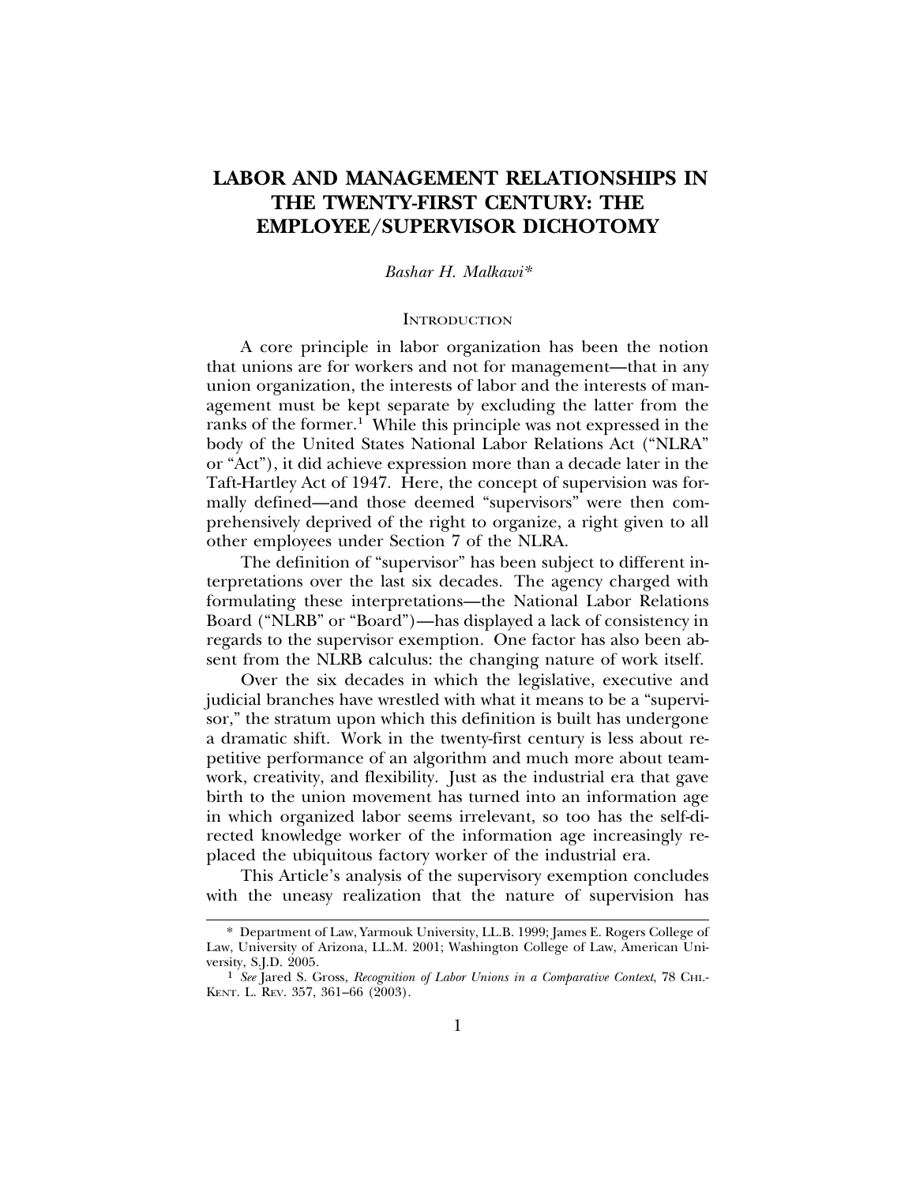# LABOR AND MANAGEMENT RELATIONSHIPS IN THE TWENTY-FIRST CENTURY: THE EMPLOYEE/SUPERVISOR DICHOTOMY

*Bashar H. Malkawi**

## INTRODUCTION

A core principle in labor organization has been the notion that unions are for workers and not for management—that in any union organization, the interests of labor and the interests of management must be kept separate by excluding the latter from the ranks of the former.[1] While this principle was not expressed in the body of the United States National Labor Relations Act ("NLRA" or "Act"), it did achieve expression more than a decade later in the Taft-Hartley Act of 1947. Here, the concept of supervision was formally defined—and those deemed "supervisors" were then comprehensively deprived of the right to organize, a right given to all other employees under Section 7 of the NLRA.

The definition of "supervisor" has been subject to different interpretations over the last six decades. The agency charged with formulating these interpretations—the National Labor Relations Board ("NLRB" or "Board")—has displayed a lack of consistency in regards to the supervisor exemption. One factor has also been absent from the NLRB calculus: the changing nature of work itself.

Over the six decades in which the legislative, executive and judicial branches have wrestled with what it means to be a "supervisor," the stratum upon which this definition is built has undergone a dramatic shift. Work in the twenty-first century is less about repetitive performance of an algorithm and much more about teamwork, creativity, and flexibility. Just as the industrial era that gave birth to the union movement has turned into an information age in which organized labor seems irrelevant, so too has the self-directed knowledge worker of the information age increasingly replaced the ubiquitous factory worker of the industrial era.

This Article's analysis of the supervisory exemption concludes with the uneasy realization that the nature of supervision has

---

\* Department of Law, Yarmouk University, LL.B. 1999; James E. Rogers College of Law, University of Arizona, LL.M. 2001; Washington College of Law, American University, S.J.D. 2005.

[1] *See* Jared S. Gross, *Recognition of Labor Unions in a Comparative Context*, 78 CHI.-KENT. L. REV. 357, 361–66 (2003).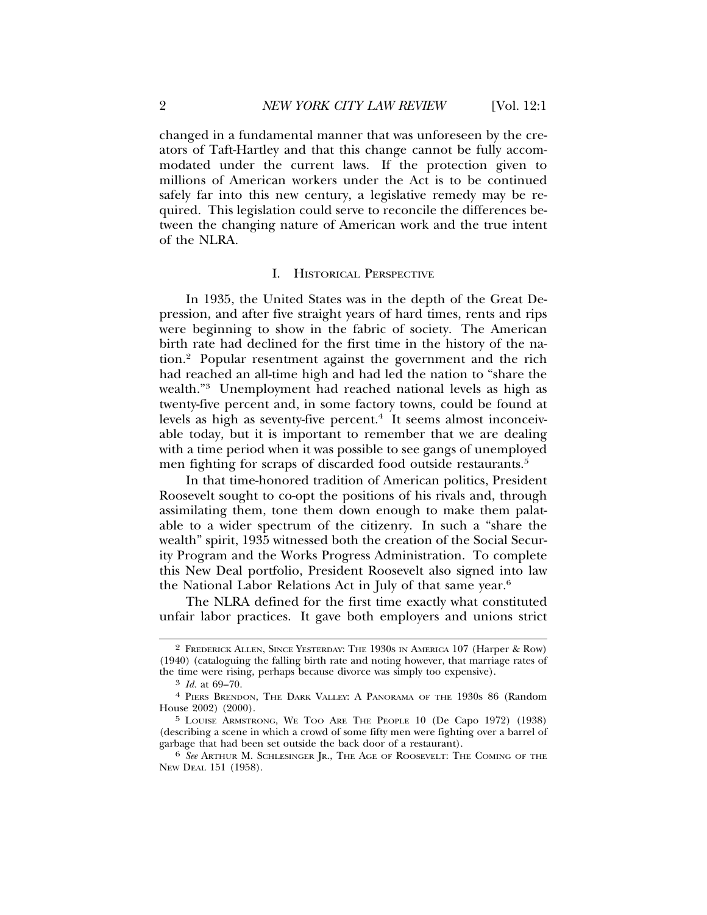changed in a fundamental manner that was unforeseen by the creators of Taft-Hartley and that this change cannot be fully accommodated under the current laws. If the protection given to millions of American workers under the Act is to be continued safely far into this new century, a legislative remedy may be required. This legislation could serve to reconcile the differences between the changing nature of American work and the true intent of the NLRA.

## I. Historical Perspective

In 1935, the United States was in the depth of the Great Depression, and after five straight years of hard times, rents and rips were beginning to show in the fabric of society. The American birth rate had declined for the first time in the history of the nation.[2] Popular resentment against the government and the rich had reached an all-time high and had led the nation to "share the wealth."[3] Unemployment had reached national levels as high as twenty-five percent and, in some factory towns, could be found at levels as high as seventy-five percent.[4] It seems almost inconceivable today, but it is important to remember that we are dealing with a time period when it was possible to see gangs of unemployed men fighting for scraps of discarded food outside restaurants.[5]

In that time-honored tradition of American politics, President Roosevelt sought to co-opt the positions of his rivals and, through assimilating them, tone them down enough to make them palatable to a wider spectrum of the citizenry. In such a "share the wealth" spirit, 1935 witnessed both the creation of the Social Security Program and the Works Progress Administration. To complete this New Deal portfolio, President Roosevelt also signed into law the National Labor Relations Act in July of that same year.[6]

The NLRA defined for the first time exactly what constituted unfair labor practices. It gave both employers and unions strict

---

[2] Frederick Allen, Since Yesterday: The 1930s in America 107 (Harper & Row) (1940) (cataloguing the falling birth rate and noting however, that marriage rates of the time were rising, perhaps because divorce was simply too expensive).

[3] *Id.* at 69–70.

[4] Piers Brendon, The Dark Valley: A Panorama of the 1930s 86 (Random House 2002) (2000).

[5] Louise Armstrong, We Too Are The People 10 (De Capo 1972) (1938) (describing a scene in which a crowd of some fifty men were fighting over a barrel of garbage that had been set outside the back door of a restaurant).

[6] *See* Arthur M. Schlesinger Jr., The Age of Roosevelt: The Coming of the New Deal 151 (1958).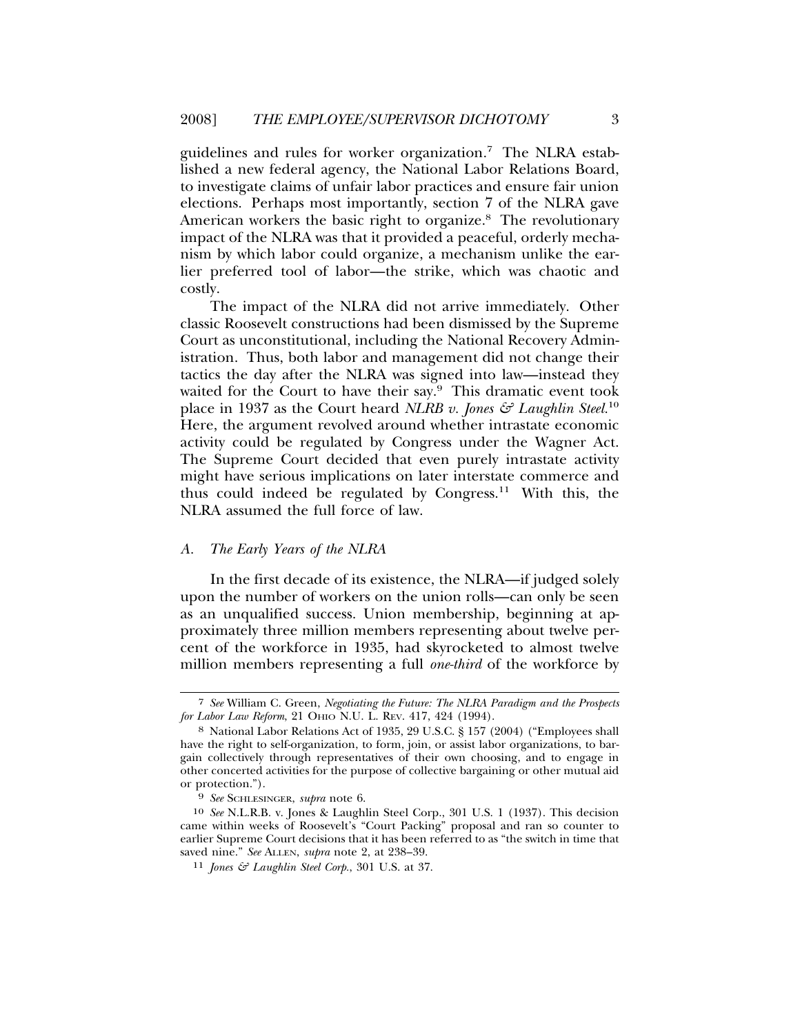guidelines and rules for worker organization.[7] The NLRA established a new federal agency, the National Labor Relations Board, to investigate claims of unfair labor practices and ensure fair union elections. Perhaps most importantly, section 7 of the NLRA gave American workers the basic right to organize.[8] The revolutionary impact of the NLRA was that it provided a peaceful, orderly mechanism by which labor could organize, a mechanism unlike the earlier preferred tool of labor—the strike, which was chaotic and costly.

The impact of the NLRA did not arrive immediately. Other classic Roosevelt constructions had been dismissed by the Supreme Court as unconstitutional, including the National Recovery Administration. Thus, both labor and management did not change their tactics the day after the NLRA was signed into law—instead they waited for the Court to have their say.[9] This dramatic event took place in 1937 as the Court heard *NLRB v. Jones & Laughlin Steel*.[10] Here, the argument revolved around whether intrastate economic activity could be regulated by Congress under the Wagner Act. The Supreme Court decided that even purely intrastate activity might have serious implications on later interstate commerce and thus could indeed be regulated by Congress.[11] With this, the NLRA assumed the full force of law.

### *A. The Early Years of the NLRA*

In the first decade of its existence, the NLRA—if judged solely upon the number of workers on the union rolls—can only be seen as an unqualified success. Union membership, beginning at approximately three million members representing about twelve percent of the workforce in 1935, had skyrocketed to almost twelve million members representing a full *one-third* of the workforce by

---

[7] *See* William C. Green, *Negotiating the Future: The NLRA Paradigm and the Prospects for Labor Law Reform*, 21 OHIO N.U. L. REV. 417, 424 (1994).

[8] National Labor Relations Act of 1935, 29 U.S.C. § 157 (2004) ("Employees shall have the right to self-organization, to form, join, or assist labor organizations, to bargain collectively through representatives of their own choosing, and to engage in other concerted activities for the purpose of collective bargaining or other mutual aid or protection.").

[9] *See* SCHLESINGER, *supra* note 6.

[10] *See* N.L.R.B. v. Jones & Laughlin Steel Corp., 301 U.S. 1 (1937). This decision came within weeks of Roosevelt's "Court Packing" proposal and ran so counter to earlier Supreme Court decisions that it has been referred to as "the switch in time that saved nine." *See* ALLEN, *supra* note 2, at 238–39.

[11] *Jones & Laughlin Steel Corp.*, 301 U.S. at 37.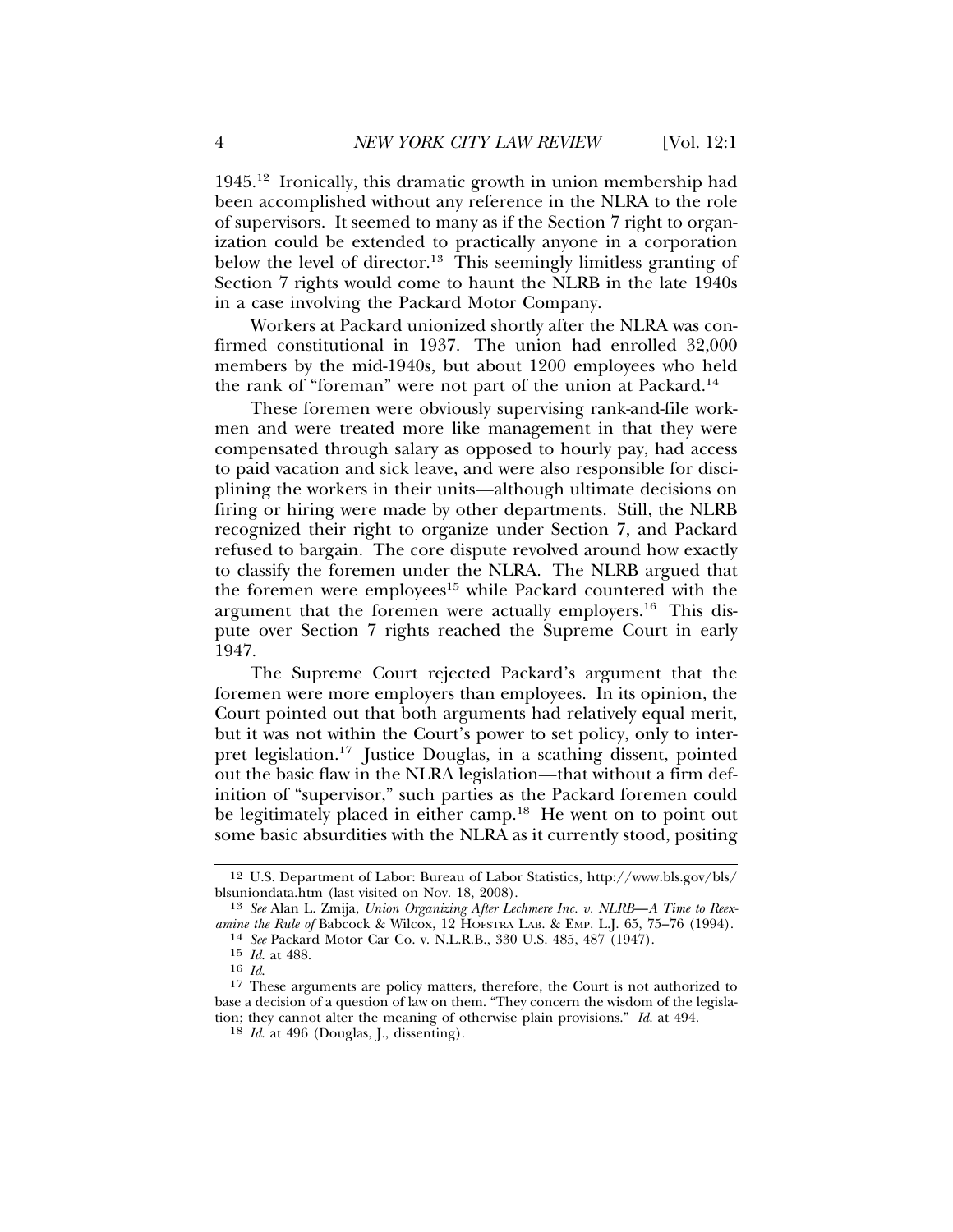1945.[12] Ironically, this dramatic growth in union membership had been accomplished without any reference in the NLRA to the role of supervisors. It seemed to many as if the Section 7 right to organization could be extended to practically anyone in a corporation below the level of director.[13] This seemingly limitless granting of Section 7 rights would come to haunt the NLRB in the late 1940s in a case involving the Packard Motor Company.

Workers at Packard unionized shortly after the NLRA was confirmed constitutional in 1937. The union had enrolled 32,000 members by the mid-1940s, but about 1200 employees who held the rank of "foreman" were not part of the union at Packard.[14]

These foremen were obviously supervising rank-and-file workmen and were treated more like management in that they were compensated through salary as opposed to hourly pay, had access to paid vacation and sick leave, and were also responsible for disciplining the workers in their units—although ultimate decisions on firing or hiring were made by other departments. Still, the NLRB recognized their right to organize under Section 7, and Packard refused to bargain. The core dispute revolved around how exactly to classify the foremen under the NLRA. The NLRB argued that the foremen were employees[15] while Packard countered with the argument that the foremen were actually employers.[16] This dispute over Section 7 rights reached the Supreme Court in early 1947.

The Supreme Court rejected Packard's argument that the foremen were more employers than employees. In its opinion, the Court pointed out that both arguments had relatively equal merit, but it was not within the Court's power to set policy, only to interpret legislation.[17] Justice Douglas, in a scathing dissent, pointed out the basic flaw in the NLRA legislation—that without a firm definition of "supervisor," such parties as the Packard foremen could be legitimately placed in either camp.[18] He went on to point out some basic absurdities with the NLRA as it currently stood, positing

---

[12] U.S. Department of Labor: Bureau of Labor Statistics, http://www.bls.gov/bls/blsuniondata.htm (last visited on Nov. 18, 2008).

[13] *See* Alan L. Zmija, *Union Organizing After Lechmere Inc. v. NLRB—A Time to Reexamine the Rule of* Babcock & Wilcox, 12 HOFSTRA LAB. & EMP. L.J. 65, 75–76 (1994).

[14] *See* Packard Motor Car Co. v. N.L.R.B., 330 U.S. 485, 487 (1947).

[15] *Id.* at 488.

[16] *Id.*

[17] These arguments are policy matters, therefore, the Court is not authorized to base a decision of a question of law on them. "They concern the wisdom of the legislation; they cannot alter the meaning of otherwise plain provisions." *Id.* at 494.

[18] *Id.* at 496 (Douglas, J., dissenting).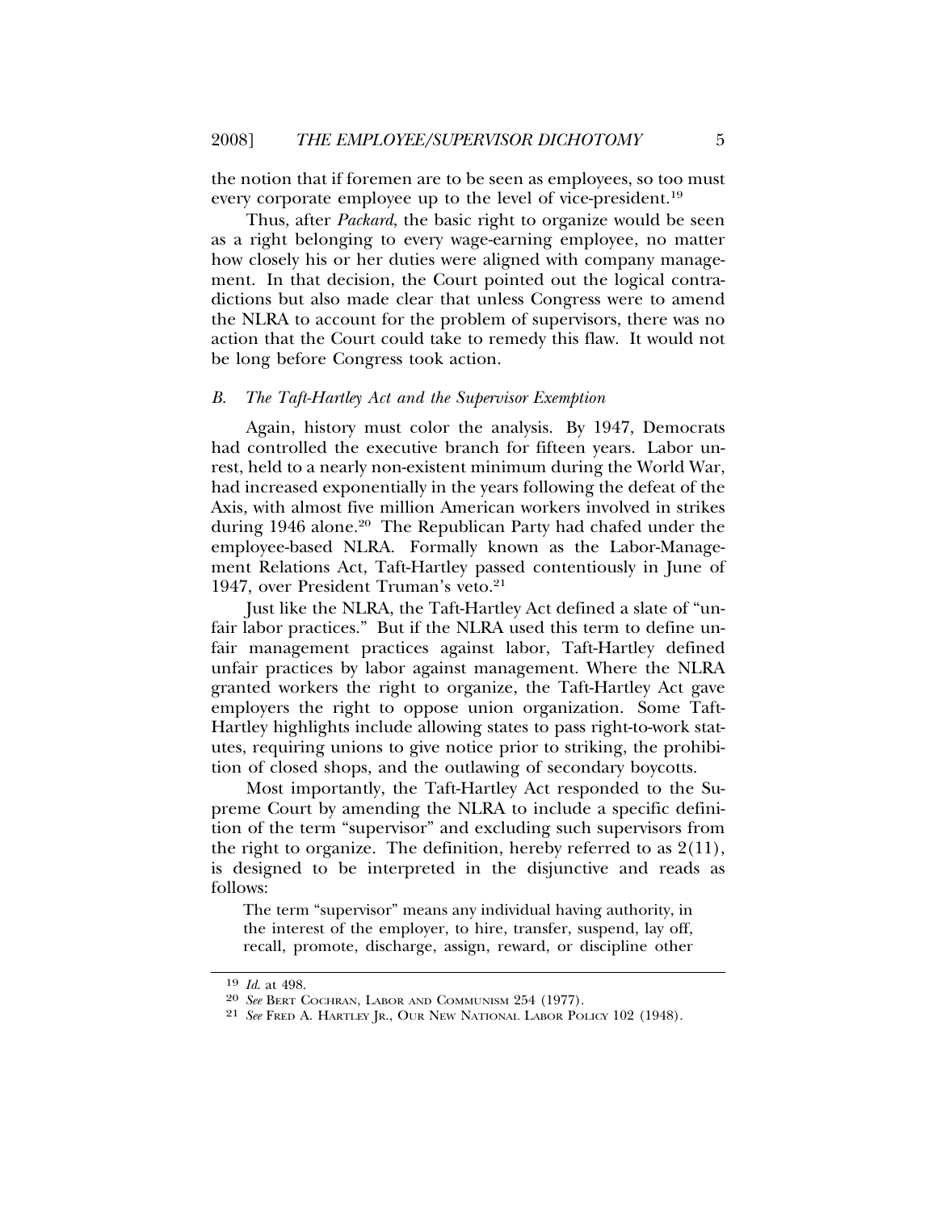the notion that if foremen are to be seen as employees, so too must every corporate employee up to the level of vice-president.[19]

Thus, after *Packard*, the basic right to organize would be seen as a right belonging to every wage-earning employee, no matter how closely his or her duties were aligned with company management. In that decision, the Court pointed out the logical contradictions but also made clear that unless Congress were to amend the NLRA to account for the problem of supervisors, there was no action that the Court could take to remedy this flaw. It would not be long before Congress took action.

### *B. The Taft-Hartley Act and the Supervisor Exemption*

Again, history must color the analysis. By 1947, Democrats had controlled the executive branch for fifteen years. Labor unrest, held to a nearly non-existent minimum during the World War, had increased exponentially in the years following the defeat of the Axis, with almost five million American workers involved in strikes during 1946 alone.[20] The Republican Party had chafed under the employee-based NLRA. Formally known as the Labor-Management Relations Act, Taft-Hartley passed contentiously in June of 1947, over President Truman's veto.[21]

Just like the NLRA, the Taft-Hartley Act defined a slate of "unfair labor practices." But if the NLRA used this term to define unfair management practices against labor, Taft-Hartley defined unfair practices by labor against management. Where the NLRA granted workers the right to organize, the Taft-Hartley Act gave employers the right to oppose union organization. Some Taft-Hartley highlights include allowing states to pass right-to-work statutes, requiring unions to give notice prior to striking, the prohibition of closed shops, and the outlawing of secondary boycotts.

Most importantly, the Taft-Hartley Act responded to the Supreme Court by amending the NLRA to include a specific definition of the term "supervisor" and excluding such supervisors from the right to organize. The definition, hereby referred to as 2(11), is designed to be interpreted in the disjunctive and reads as follows:

> The term "supervisor" means any individual having authority, in the interest of the employer, to hire, transfer, suspend, lay off, recall, promote, discharge, assign, reward, or discipline other

---

[19] *Id.* at 498.

[20] *See* Bert Cochran, Labor and Communism 254 (1977).

[21] *See* Fred A. Hartley Jr., Our New National Labor Policy 102 (1948).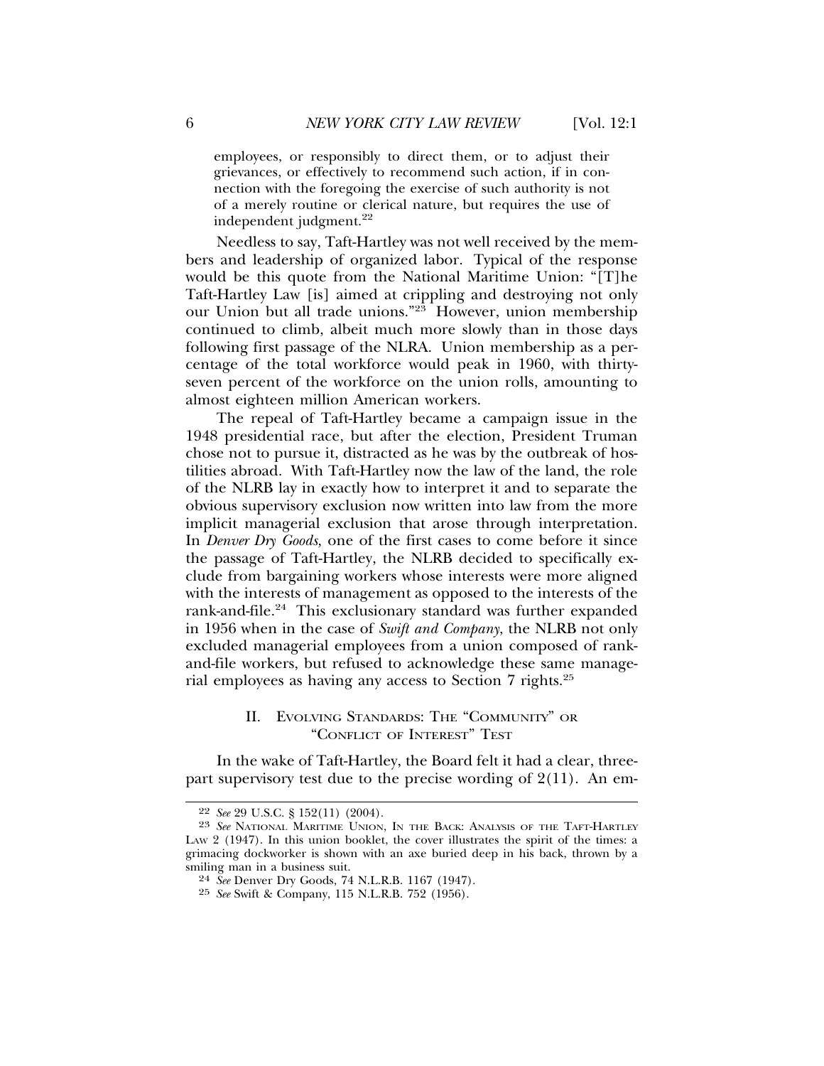> employees, or responsibly to direct them, or to adjust their grievances, or effectively to recommend such action, if in connection with the foregoing the exercise of such authority is not of a merely routine or clerical nature, but requires the use of independent judgment.[22]

Needless to say, Taft-Hartley was not well received by the members and leadership of organized labor. Typical of the response would be this quote from the National Maritime Union: "[T]he Taft-Hartley Law [is] aimed at crippling and destroying not only our Union but all trade unions."[23] However, union membership continued to climb, albeit much more slowly than in those days following first passage of the NLRA. Union membership as a percentage of the total workforce would peak in 1960, with thirty-seven percent of the workforce on the union rolls, amounting to almost eighteen million American workers.

The repeal of Taft-Hartley became a campaign issue in the 1948 presidential race, but after the election, President Truman chose not to pursue it, distracted as he was by the outbreak of hostilities abroad. With Taft-Hartley now the law of the land, the role of the NLRB lay in exactly how to interpret it and to separate the obvious supervisory exclusion now written into law from the more implicit managerial exclusion that arose through interpretation. In *Denver Dry Goods,* one of the first cases to come before it since the passage of Taft-Hartley, the NLRB decided to specifically exclude from bargaining workers whose interests were more aligned with the interests of management as opposed to the interests of the rank-and-file.[24] This exclusionary standard was further expanded in 1956 when in the case of *Swift and Company*, the NLRB not only excluded managerial employees from a union composed of rank-and-file workers, but refused to acknowledge these same managerial employees as having any access to Section 7 rights.[25]

## II. Evolving Standards: The "Community" or "Conflict of Interest" Test

In the wake of Taft-Hartley, the Board felt it had a clear, three-part supervisory test due to the precise wording of 2(11). An em-

---

[22] *See* 29 U.S.C. § 152(11) (2004).

[23] *See* National Maritime Union, In the Back: Analysis of the Taft-Hartley Law 2 (1947). In this union booklet, the cover illustrates the spirit of the times: a grimacing dockworker is shown with an axe buried deep in his back, thrown by a smiling man in a business suit.

[24] *See* Denver Dry Goods, 74 N.L.R.B. 1167 (1947).

[25] *See* Swift & Company, 115 N.L.R.B. 752 (1956).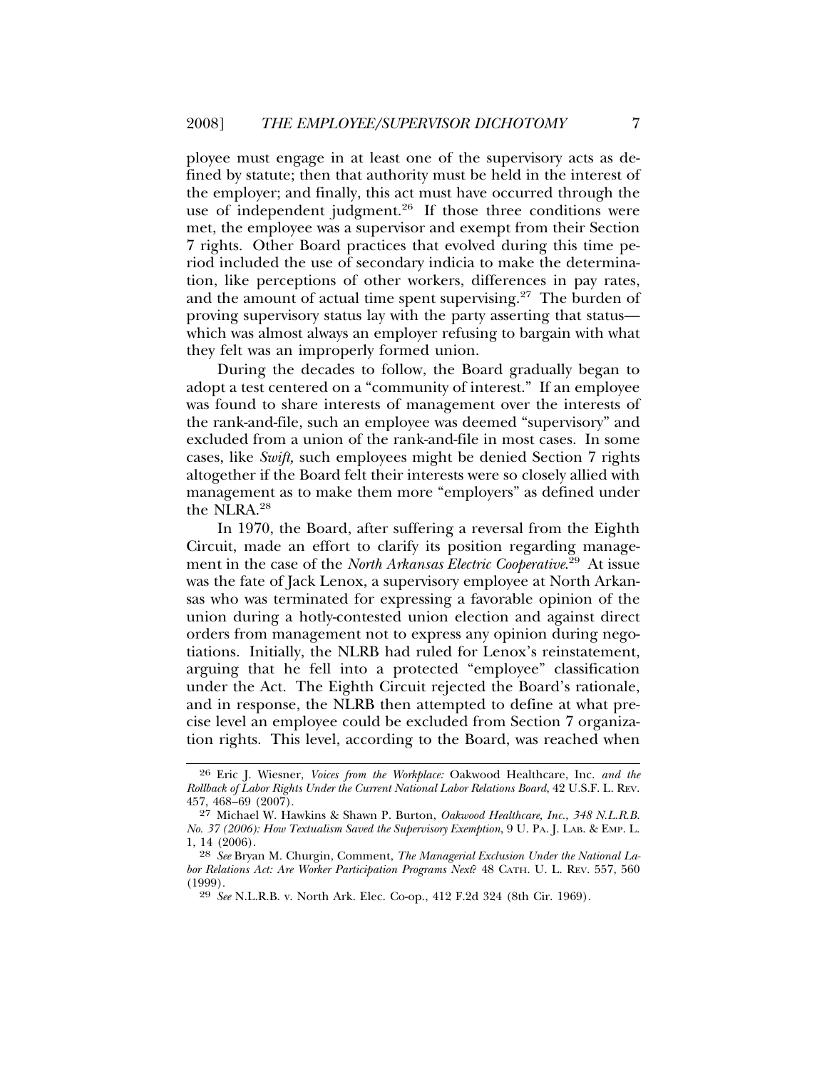ployee must engage in at least one of the supervisory acts as defined by statute; then that authority must be held in the interest of the employer; and finally, this act must have occurred through the use of independent judgment.[26] If those three conditions were met, the employee was a supervisor and exempt from their Section 7 rights. Other Board practices that evolved during this time period included the use of secondary indicia to make the determination, like perceptions of other workers, differences in pay rates, and the amount of actual time spent supervising.[27] The burden of proving supervisory status lay with the party asserting that status—which was almost always an employer refusing to bargain with what they felt was an improperly formed union.

During the decades to follow, the Board gradually began to adopt a test centered on a "community of interest." If an employee was found to share interests of management over the interests of the rank-and-file, such an employee was deemed "supervisory" and excluded from a union of the rank-and-file in most cases. In some cases, like *Swift,* such employees might be denied Section 7 rights altogether if the Board felt their interests were so closely allied with management as to make them more "employers" as defined under the NLRA.[28]

In 1970, the Board, after suffering a reversal from the Eighth Circuit, made an effort to clarify its position regarding management in the case of the *North Arkansas Electric Cooperative.*[29] At issue was the fate of Jack Lenox, a supervisory employee at North Arkansas who was terminated for expressing a favorable opinion of the union during a hotly-contested union election and against direct orders from management not to express any opinion during negotiations. Initially, the NLRB had ruled for Lenox's reinstatement, arguing that he fell into a protected "employee" classification under the Act. The Eighth Circuit rejected the Board's rationale, and in response, the NLRB then attempted to define at what precise level an employee could be excluded from Section 7 organization rights. This level, according to the Board, was reached when

---

[26] Eric J. Wiesner, *Voices from the Workplace:* Oakwood Healthcare, Inc. *and the Rollback of Labor Rights Under the Current National Labor Relations Board*, 42 U.S.F. L. REV. 457, 468–69 (2007).

[27] Michael W. Hawkins & Shawn P. Burton, *Oakwood Healthcare, Inc., 348 N.L.R.B. No. 37 (2006): How Textualism Saved the Supervisory Exemption*, 9 U. PA. J. LAB. & EMP. L. 1, 14 (2006).

[28] *See* Bryan M. Churgin, Comment, *The Managerial Exclusion Under the National Labor Relations Act: Are Worker Participation Programs Next?* 48 CATH. U. L. REV. 557, 560 (1999).

[29] *See* N.L.R.B. v. North Ark. Elec. Co-op., 412 F.2d 324 (8th Cir. 1969).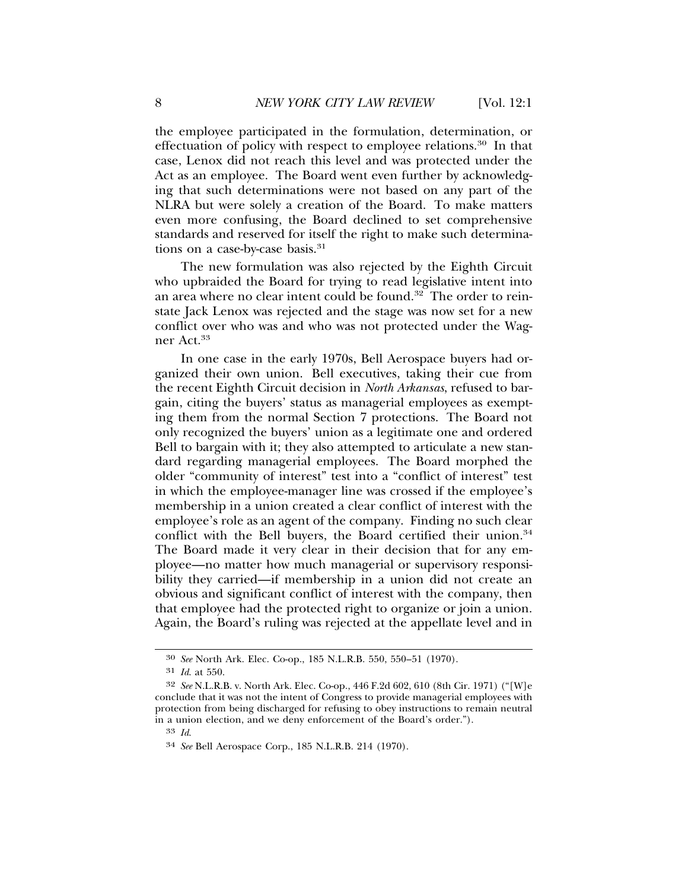the employee participated in the formulation, determination, or effectuation of policy with respect to employee relations.[30] In that case, Lenox did not reach this level and was protected under the Act as an employee. The Board went even further by acknowledging that such determinations were not based on any part of the NLRA but were solely a creation of the Board. To make matters even more confusing, the Board declined to set comprehensive standards and reserved for itself the right to make such determinations on a case-by-case basis.[31]

The new formulation was also rejected by the Eighth Circuit who upbraided the Board for trying to read legislative intent into an area where no clear intent could be found.[32] The order to reinstate Jack Lenox was rejected and the stage was now set for a new conflict over who was and who was not protected under the Wagner Act.[33]

In one case in the early 1970s, Bell Aerospace buyers had organized their own union. Bell executives, taking their cue from the recent Eighth Circuit decision in *North Arkansas*, refused to bargain, citing the buyers' status as managerial employees as exempting them from the normal Section 7 protections. The Board not only recognized the buyers' union as a legitimate one and ordered Bell to bargain with it; they also attempted to articulate a new standard regarding managerial employees. The Board morphed the older "community of interest" test into a "conflict of interest" test in which the employee-manager line was crossed if the employee's membership in a union created a clear conflict of interest with the employee's role as an agent of the company. Finding no such clear conflict with the Bell buyers, the Board certified their union.[34] The Board made it very clear in their decision that for any employee—no matter how much managerial or supervisory responsibility they carried—if membership in a union did not create an obvious and significant conflict of interest with the company, then that employee had the protected right to organize or join a union. Again, the Board's ruling was rejected at the appellate level and in

---

30 *See* North Ark. Elec. Co-op., 185 N.L.R.B. 550, 550–51 (1970).

31 *Id.* at 550.

32 *See* N.L.R.B. v. North Ark. Elec. Co-op., 446 F.2d 602, 610 (8th Cir. 1971) ("[W]e conclude that it was not the intent of Congress to provide managerial employees with protection from being discharged for refusing to obey instructions to remain neutral in a union election, and we deny enforcement of the Board's order.").

33 *Id.*

34 *See* Bell Aerospace Corp., 185 N.L.R.B. 214 (1970).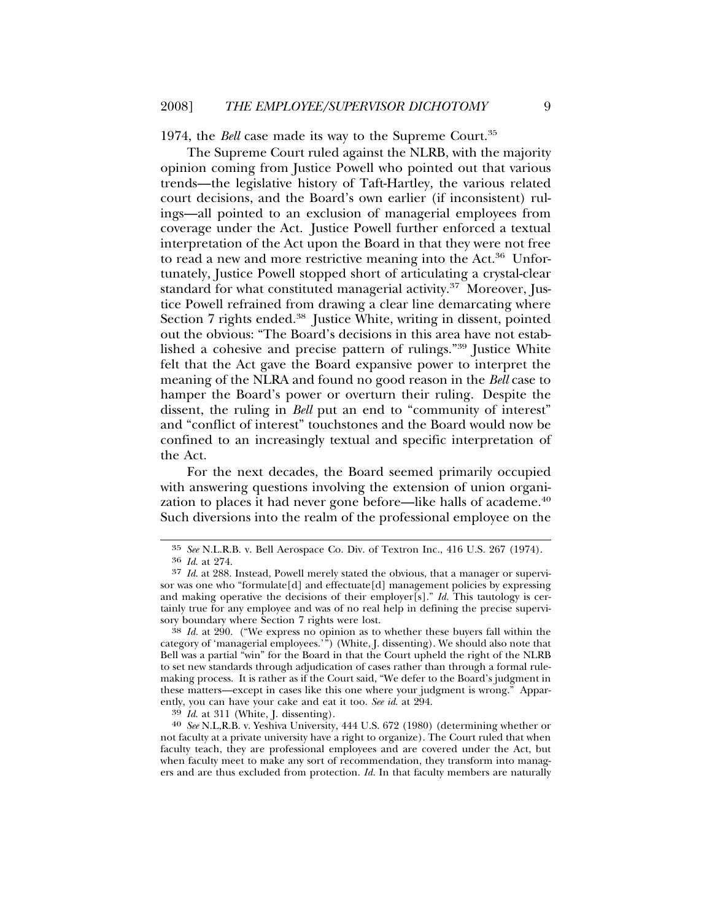1974, the *Bell* case made its way to the Supreme Court.[35]

The Supreme Court ruled against the NLRB, with the majority opinion coming from Justice Powell who pointed out that various trends—the legislative history of Taft-Hartley, the various related court decisions, and the Board's own earlier (if inconsistent) rulings—all pointed to an exclusion of managerial employees from coverage under the Act. Justice Powell further enforced a textual interpretation of the Act upon the Board in that they were not free to read a new and more restrictive meaning into the Act.[36] Unfortunately, Justice Powell stopped short of articulating a crystal-clear standard for what constituted managerial activity.[37] Moreover, Justice Powell refrained from drawing a clear line demarcating where Section 7 rights ended.[38] Justice White, writing in dissent, pointed out the obvious: "The Board's decisions in this area have not established a cohesive and precise pattern of rulings."[39] Justice White felt that the Act gave the Board expansive power to interpret the meaning of the NLRA and found no good reason in the *Bell* case to hamper the Board's power or overturn their ruling. Despite the dissent, the ruling in *Bell* put an end to "community of interest" and "conflict of interest" touchstones and the Board would now be confined to an increasingly textual and specific interpretation of the Act.

For the next decades, the Board seemed primarily occupied with answering questions involving the extension of union organization to places it had never gone before—like halls of academe.[40] Such diversions into the realm of the professional employee on the

---

[35] *See* N.L.R.B. v. Bell Aerospace Co. Div. of Textron Inc., 416 U.S. 267 (1974).

[36] *Id.* at 274.

[37] *Id.* at 288. Instead, Powell merely stated the obvious, that a manager or supervisor was one who "formulate[d] and effectuate[d] management policies by expressing and making operative the decisions of their employer[s]." *Id.* This tautology is certainly true for any employee and was of no real help in defining the precise supervisory boundary where Section 7 rights were lost.

[38] *Id.* at 290. ("We express no opinion as to whether these buyers fall within the category of 'managerial employees.'") (White, J. dissenting). We should also note that Bell was a partial "win" for the Board in that the Court upheld the right of the NLRB to set new standards through adjudication of cases rather than through a formal rulemaking process. It is rather as if the Court said, "We defer to the Board's judgment in these matters—except in cases like this one where your judgment is wrong." Apparently, you can have your cake and eat it too. *See id.* at 294.

[39] *Id.* at 311 (White, J. dissenting).

[40] *See* N.L,R.B. v. Yeshiva University, 444 U.S. 672 (1980) (determining whether or not faculty at a private university have a right to organize). The Court ruled that when faculty teach, they are professional employees and are covered under the Act, but when faculty meet to make any sort of recommendation, they transform into managers and are thus excluded from protection. *Id.* In that faculty members are naturally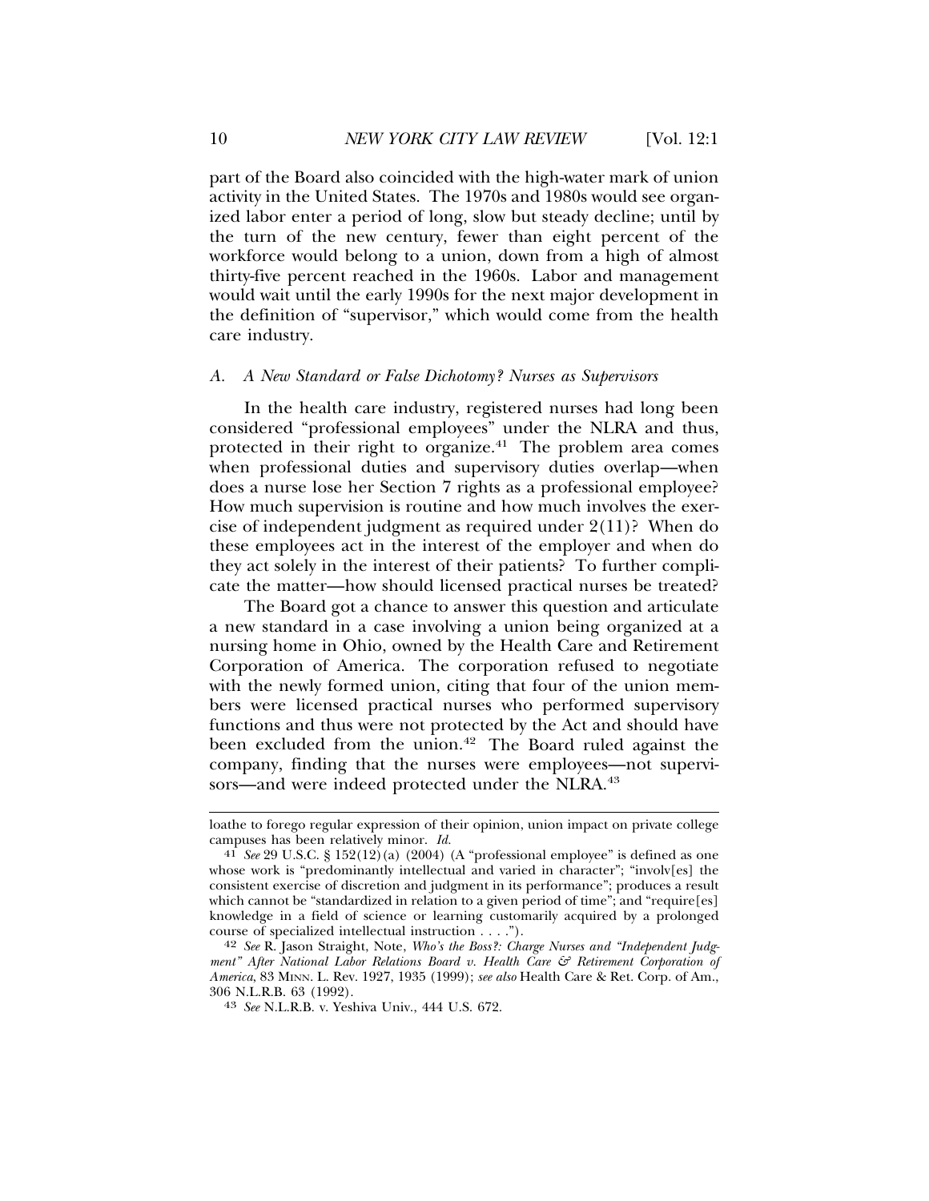part of the Board also coincided with the high-water mark of union activity in the United States. The 1970s and 1980s would see organized labor enter a period of long, slow but steady decline; until by the turn of the new century, fewer than eight percent of the workforce would belong to a union, down from a high of almost thirty-five percent reached in the 1960s. Labor and management would wait until the early 1990s for the next major development in the definition of "supervisor," which would come from the health care industry.

### A. *A New Standard or False Dichotomy? Nurses as Supervisors*

In the health care industry, registered nurses had long been considered "professional employees" under the NLRA and thus, protected in their right to organize.[41] The problem area comes when professional duties and supervisory duties overlap—when does a nurse lose her Section 7 rights as a professional employee? How much supervision is routine and how much involves the exercise of independent judgment as required under 2(11)? When do these employees act in the interest of the employer and when do they act solely in the interest of their patients? To further complicate the matter—how should licensed practical nurses be treated?

The Board got a chance to answer this question and articulate a new standard in a case involving a union being organized at a nursing home in Ohio, owned by the Health Care and Retirement Corporation of America. The corporation refused to negotiate with the newly formed union, citing that four of the union members were licensed practical nurses who performed supervisory functions and thus were not protected by the Act and should have been excluded from the union.[42] The Board ruled against the company, finding that the nurses were employees—not supervisors—and were indeed protected under the NLRA.[43]

---

loathe to forego regular expression of their opinion, union impact on private college campuses has been relatively minor. *Id.*

[41] *See* 29 U.S.C. § 152(12)(a) (2004) (A "professional employee" is defined as one whose work is "predominantly intellectual and varied in character"; "involv[es] the consistent exercise of discretion and judgment in its performance"; produces a result which cannot be "standardized in relation to a given period of time"; and "require[es] knowledge in a field of science or learning customarily acquired by a prolonged course of specialized intellectual instruction . . . .").

[42] *See* R. Jason Straight, Note, *Who's the Boss?: Charge Nurses and "Independent Judgment" After National Labor Relations Board v. Health Care & Retirement Corporation of America*, 83 MINN. L. REV. 1927, 1935 (1999); *see also* Health Care & Ret. Corp. of Am., 306 N.L.R.B. 63 (1992).

[43] *See* N.L.R.B. v. Yeshiva Univ., 444 U.S. 672.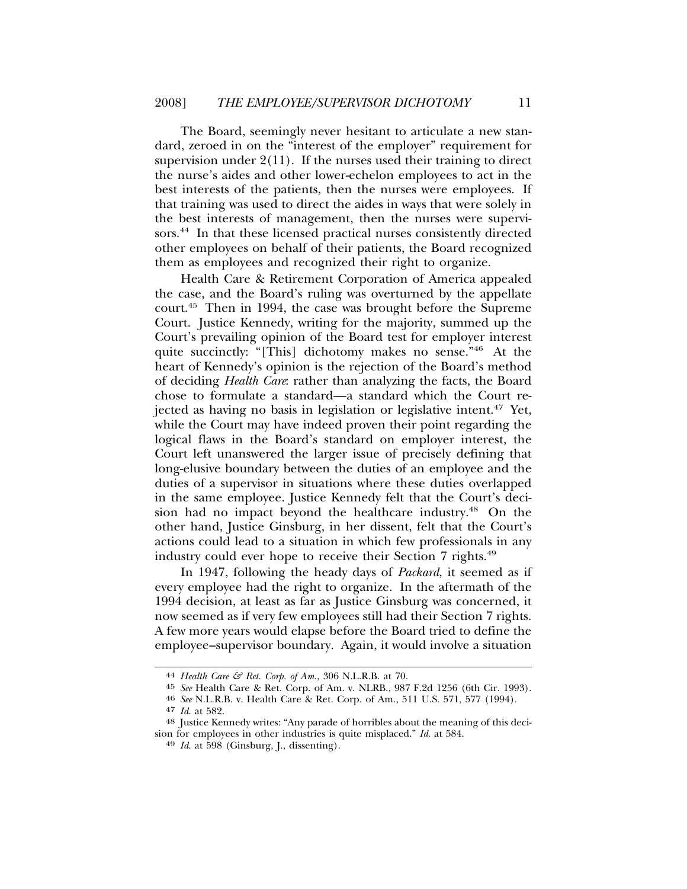The Board, seemingly never hesitant to articulate a new standard, zeroed in on the "interest of the employer" requirement for supervision under 2(11). If the nurses used their training to direct the nurse's aides and other lower-echelon employees to act in the best interests of the patients, then the nurses were employees. If that training was used to direct the aides in ways that were solely in the best interests of management, then the nurses were supervisors.[44] In that these licensed practical nurses consistently directed other employees on behalf of their patients, the Board recognized them as employees and recognized their right to organize.

Health Care & Retirement Corporation of America appealed the case, and the Board's ruling was overturned by the appellate court.[45] Then in 1994, the case was brought before the Supreme Court. Justice Kennedy, writing for the majority, summed up the Court's prevailing opinion of the Board test for employer interest quite succinctly: "[This] dichotomy makes no sense."[46] At the heart of Kennedy's opinion is the rejection of the Board's method of deciding *Health Care*: rather than analyzing the facts, the Board chose to formulate a standard—a standard which the Court rejected as having no basis in legislation or legislative intent.[47] Yet, while the Court may have indeed proven their point regarding the logical flaws in the Board's standard on employer interest, the Court left unanswered the larger issue of precisely defining that long-elusive boundary between the duties of an employee and the duties of a supervisor in situations where these duties overlapped in the same employee. Justice Kennedy felt that the Court's decision had no impact beyond the healthcare industry.[48] On the other hand, Justice Ginsburg, in her dissent, felt that the Court's actions could lead to a situation in which few professionals in any industry could ever hope to receive their Section 7 rights.[49]

In 1947, following the heady days of *Packard*, it seemed as if every employee had the right to organize. In the aftermath of the 1994 decision, at least as far as Justice Ginsburg was concerned, it now seemed as if very few employees still had their Section 7 rights. A few more years would elapse before the Board tried to define the employee–supervisor boundary. Again, it would involve a situation

---

44 *Health Care & Ret. Corp. of Am.*, 306 N.L.R.B. at 70.

45 *See* Health Care & Ret. Corp. of Am. v. NLRB., 987 F.2d 1256 (6th Cir. 1993).

46 *See* N.L.R.B. v. Health Care & Ret. Corp. of Am., 511 U.S. 571, 577 (1994).

47 *Id.* at 582.

48 Justice Kennedy writes: "Any parade of horribles about the meaning of this decision for employees in other industries is quite misplaced." *Id.* at 584.

49 *Id.* at 598 (Ginsburg, J., dissenting).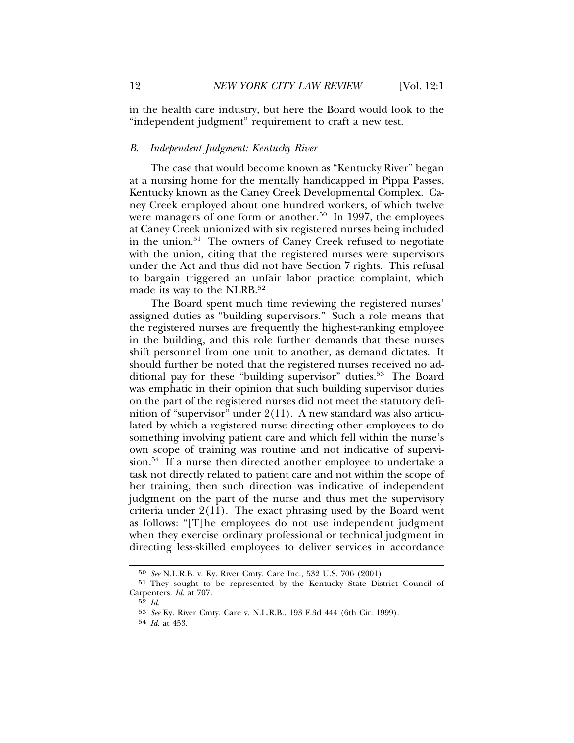in the health care industry, but here the Board would look to the "independent judgment" requirement to craft a new test.

### *B. Independent Judgment: Kentucky River*

The case that would become known as "Kentucky River" began at a nursing home for the mentally handicapped in Pippa Passes, Kentucky known as the Caney Creek Developmental Complex. Caney Creek employed about one hundred workers, of which twelve were managers of one form or another.[50] In 1997, the employees at Caney Creek unionized with six registered nurses being included in the union.[51] The owners of Caney Creek refused to negotiate with the union, citing that the registered nurses were supervisors under the Act and thus did not have Section 7 rights. This refusal to bargain triggered an unfair labor practice complaint, which made its way to the NLRB.[52]

The Board spent much time reviewing the registered nurses' assigned duties as "building supervisors." Such a role means that the registered nurses are frequently the highest-ranking employee in the building, and this role further demands that these nurses shift personnel from one unit to another, as demand dictates. It should further be noted that the registered nurses received no additional pay for these "building supervisor" duties.[53] The Board was emphatic in their opinion that such building supervisor duties on the part of the registered nurses did not meet the statutory definition of "supervisor" under 2(11). A new standard was also articulated by which a registered nurse directing other employees to do something involving patient care and which fell within the nurse's own scope of training was routine and not indicative of supervision.[54] If a nurse then directed another employee to undertake a task not directly related to patient care and not within the scope of her training, then such direction was indicative of independent judgment on the part of the nurse and thus met the supervisory criteria under 2(11). The exact phrasing used by the Board went as follows: "[T]he employees do not use independent judgment when they exercise ordinary professional or technical judgment in directing less-skilled employees to deliver services in accordance

---

[50] *See* N.L.R.B. v. Ky. River Cmty. Care Inc., 532 U.S. 706 (2001).

[51] They sought to be represented by the Kentucky State District Council of Carpenters. *Id.* at 707.

[52] *Id.*

[53] *See* Ky. River Cmty. Care v. N.L.R.B., 193 F.3d 444 (6th Cir. 1999).

[54] *Id.* at 453.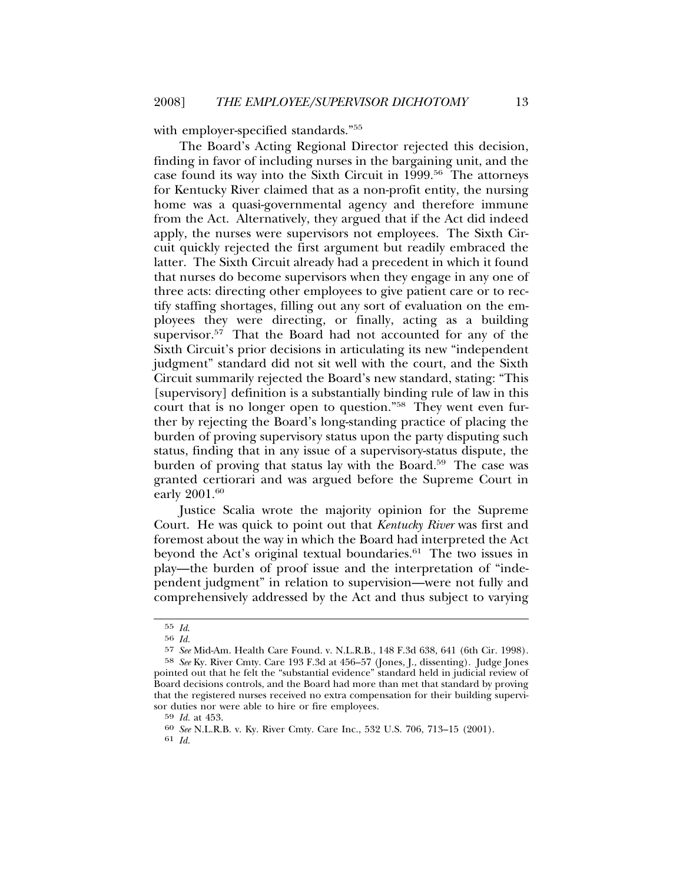with employer-specified standards."[55]

The Board's Acting Regional Director rejected this decision, finding in favor of including nurses in the bargaining unit, and the case found its way into the Sixth Circuit in 1999.[56] The attorneys for Kentucky River claimed that as a non-profit entity, the nursing home was a quasi-governmental agency and therefore immune from the Act. Alternatively, they argued that if the Act did indeed apply, the nurses were supervisors not employees. The Sixth Circuit quickly rejected the first argument but readily embraced the latter. The Sixth Circuit already had a precedent in which it found that nurses do become supervisors when they engage in any one of three acts: directing other employees to give patient care or to rectify staffing shortages, filling out any sort of evaluation on the employees they were directing, or finally, acting as a building supervisor.[57] That the Board had not accounted for any of the Sixth Circuit's prior decisions in articulating its new "independent judgment" standard did not sit well with the court, and the Sixth Circuit summarily rejected the Board's new standard, stating: "This [supervisory] definition is a substantially binding rule of law in this court that is no longer open to question."[58] They went even further by rejecting the Board's long-standing practice of placing the burden of proving supervisory status upon the party disputing such status, finding that in any issue of a supervisory-status dispute, the burden of proving that status lay with the Board.[59] The case was granted certiorari and was argued before the Supreme Court in early 2001.[60]

Justice Scalia wrote the majority opinion for the Supreme Court. He was quick to point out that *Kentucky River* was first and foremost about the way in which the Board had interpreted the Act beyond the Act's original textual boundaries.[61] The two issues in play—the burden of proof issue and the interpretation of "independent judgment" in relation to supervision—were not fully and comprehensively addressed by the Act and thus subject to varying

---

55 *Id.*

56 *Id.*

57 *See* Mid-Am. Health Care Found. v. N.L.R.B., 148 F.3d 638, 641 (6th Cir. 1998).

58 *See* Ky. River Cmty. Care 193 F.3d at 456–57 (Jones, J., dissenting). Judge Jones pointed out that he felt the "substantial evidence" standard held in judicial review of Board decisions controls, and the Board had more than met that standard by proving that the registered nurses received no extra compensation for their building supervisor duties nor were able to hire or fire employees.

59 *Id.* at 453.

60 *See* N.L.R.B. v. Ky. River Cmty. Care Inc., 532 U.S. 706, 713–15 (2001).

61 *Id.*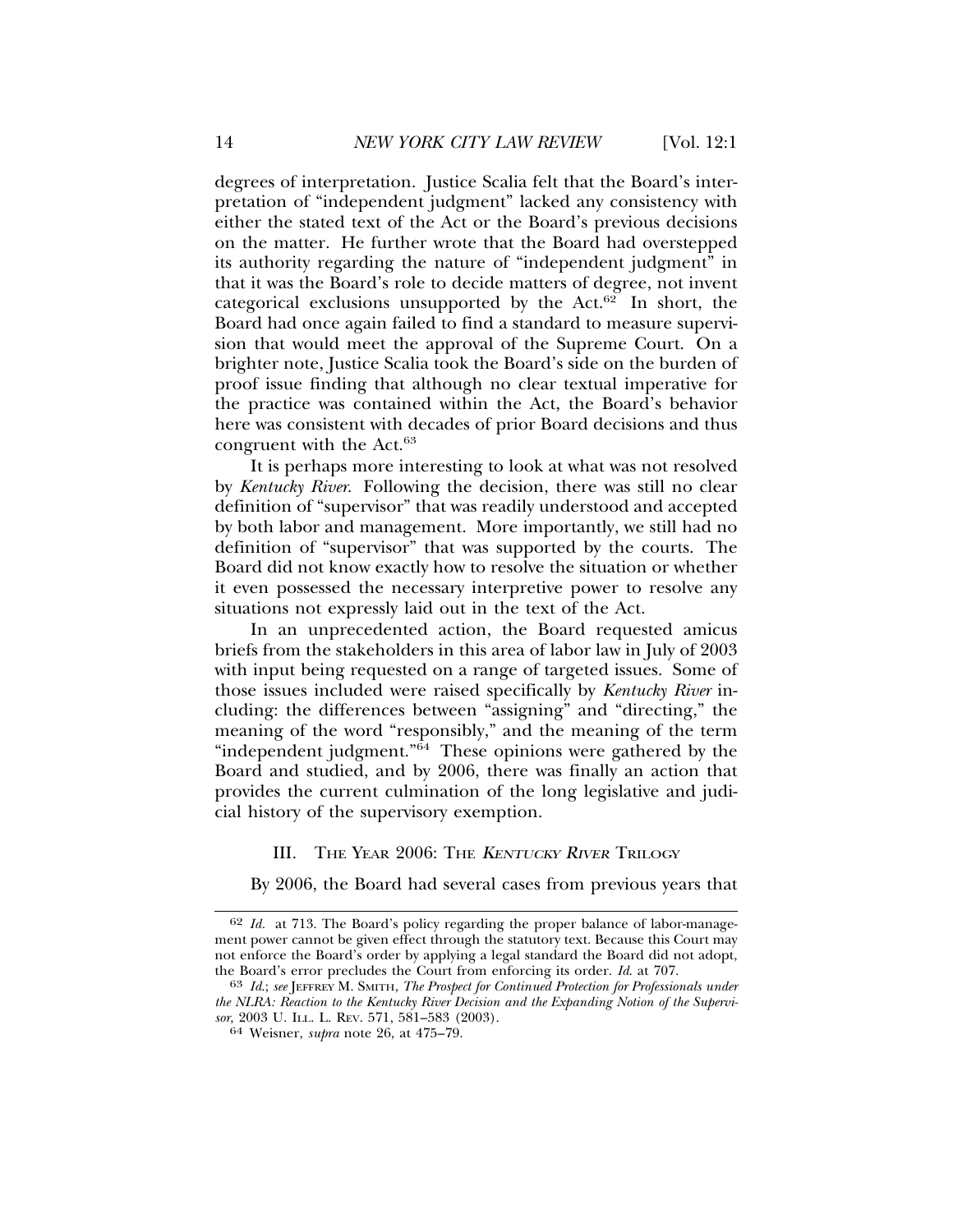degrees of interpretation. Justice Scalia felt that the Board's interpretation of "independent judgment" lacked any consistency with either the stated text of the Act or the Board's previous decisions on the matter. He further wrote that the Board had overstepped its authority regarding the nature of "independent judgment" in that it was the Board's role to decide matters of degree, not invent categorical exclusions unsupported by the Act.[62] In short, the Board had once again failed to find a standard to measure supervision that would meet the approval of the Supreme Court. On a brighter note, Justice Scalia took the Board's side on the burden of proof issue finding that although no clear textual imperative for the practice was contained within the Act, the Board's behavior here was consistent with decades of prior Board decisions and thus congruent with the Act.[63]

It is perhaps more interesting to look at what was not resolved by *Kentucky River*. Following the decision, there was still no clear definition of "supervisor" that was readily understood and accepted by both labor and management. More importantly, we still had no definition of "supervisor" that was supported by the courts. The Board did not know exactly how to resolve the situation or whether it even possessed the necessary interpretive power to resolve any situations not expressly laid out in the text of the Act.

In an unprecedented action, the Board requested amicus briefs from the stakeholders in this area of labor law in July of 2003 with input being requested on a range of targeted issues. Some of those issues included were raised specifically by *Kentucky River* including: the differences between "assigning" and "directing," the meaning of the word "responsibly," and the meaning of the term "independent judgment."[64] These opinions were gathered by the Board and studied, and by 2006, there was finally an action that provides the current culmination of the long legislative and judicial history of the supervisory exemption.

## III. The Year 2006: The *Kentucky River* Trilogy

By 2006, the Board had several cases from previous years that

---

[62] *Id.* at 713. The Board's policy regarding the proper balance of labor-management power cannot be given effect through the statutory text. Because this Court may not enforce the Board's order by applying a legal standard the Board did not adopt, the Board's error precludes the Court from enforcing its order. *Id.* at 707.

[63] *Id.*; *see* JEFFREY M. SMITH, *The Prospect for Continued Protection for Professionals under the NLRA: Reaction to the Kentucky River Decision and the Expanding Notion of the Supervisor*, 2003 U. ILL. L. REV. 571, 581–583 (2003).

[64] Weisner, *supra* note 26, at 475–79.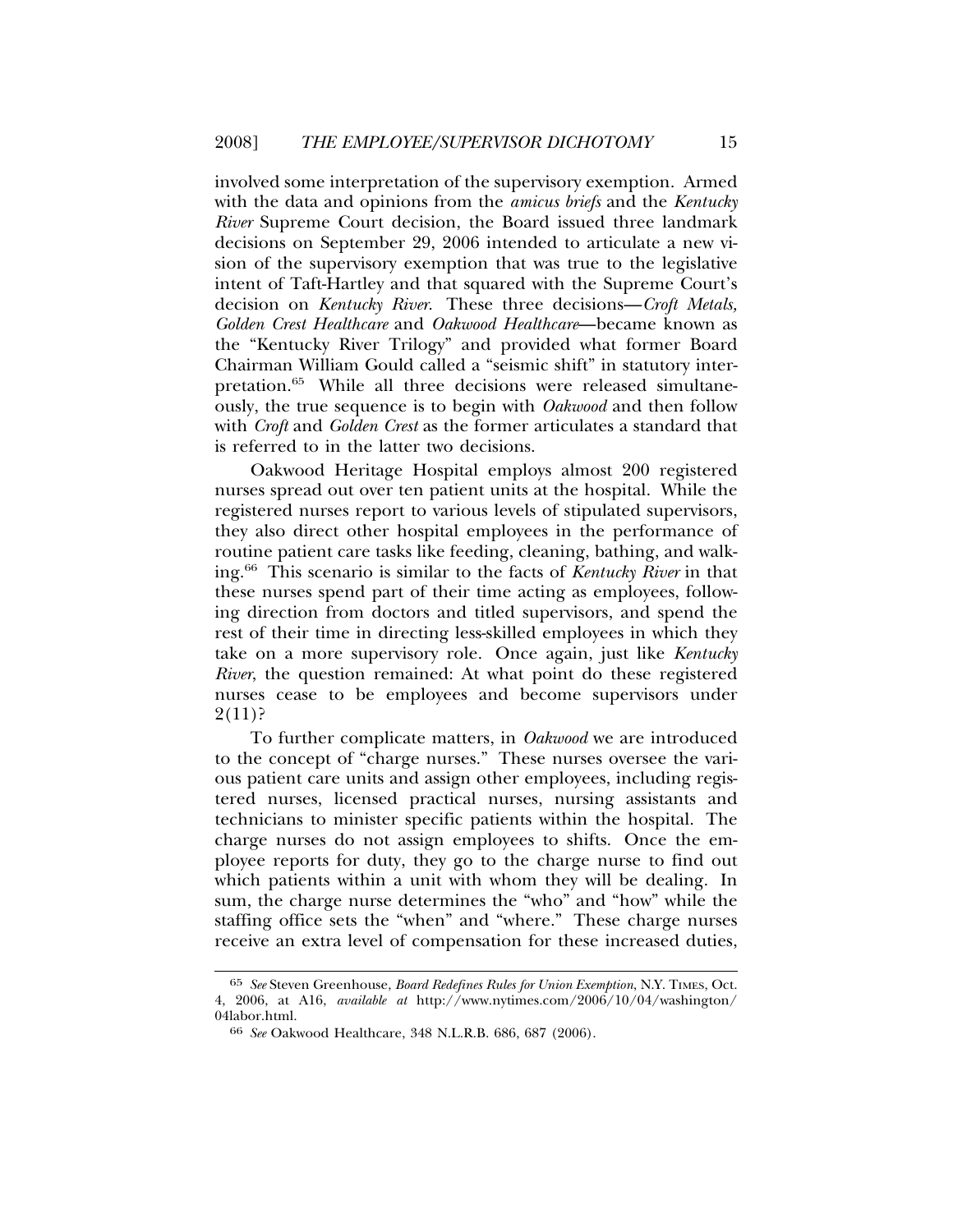involved some interpretation of the supervisory exemption. Armed with the data and opinions from the *amicus briefs* and the *Kentucky River* Supreme Court decision, the Board issued three landmark decisions on September 29, 2006 intended to articulate a new vision of the supervisory exemption that was true to the legislative intent of Taft-Hartley and that squared with the Supreme Court's decision on *Kentucky River*. These three decisions—*Croft Metals, Golden Crest Healthcare* and *Oakwood Healthcare*—became known as the "Kentucky River Trilogy" and provided what former Board Chairman William Gould called a "seismic shift" in statutory interpretation.[65] While all three decisions were released simultaneously, the true sequence is to begin with *Oakwood* and then follow with *Croft* and *Golden Crest* as the former articulates a standard that is referred to in the latter two decisions.

Oakwood Heritage Hospital employs almost 200 registered nurses spread out over ten patient units at the hospital. While the registered nurses report to various levels of stipulated supervisors, they also direct other hospital employees in the performance of routine patient care tasks like feeding, cleaning, bathing, and walking.[66] This scenario is similar to the facts of *Kentucky River* in that these nurses spend part of their time acting as employees, following direction from doctors and titled supervisors, and spend the rest of their time in directing less-skilled employees in which they take on a more supervisory role. Once again, just like *Kentucky River*, the question remained: At what point do these registered nurses cease to be employees and become supervisors under 2(11)?

To further complicate matters, in *Oakwood* we are introduced to the concept of "charge nurses." These nurses oversee the various patient care units and assign other employees, including registered nurses, licensed practical nurses, nursing assistants and technicians to minister specific patients within the hospital. The charge nurses do not assign employees to shifts. Once the employee reports for duty, they go to the charge nurse to find out which patients within a unit with whom they will be dealing. In sum, the charge nurse determines the "who" and "how" while the staffing office sets the "when" and "where." These charge nurses receive an extra level of compensation for these increased duties,

---

[65] *See* Steven Greenhouse, *Board Redefines Rules for Union Exemption*, N.Y. TIMES, Oct. 4, 2006, at A16, *available at* http://www.nytimes.com/2006/10/04/washington/04labor.html.

[66] *See* Oakwood Healthcare, 348 N.L.R.B. 686, 687 (2006).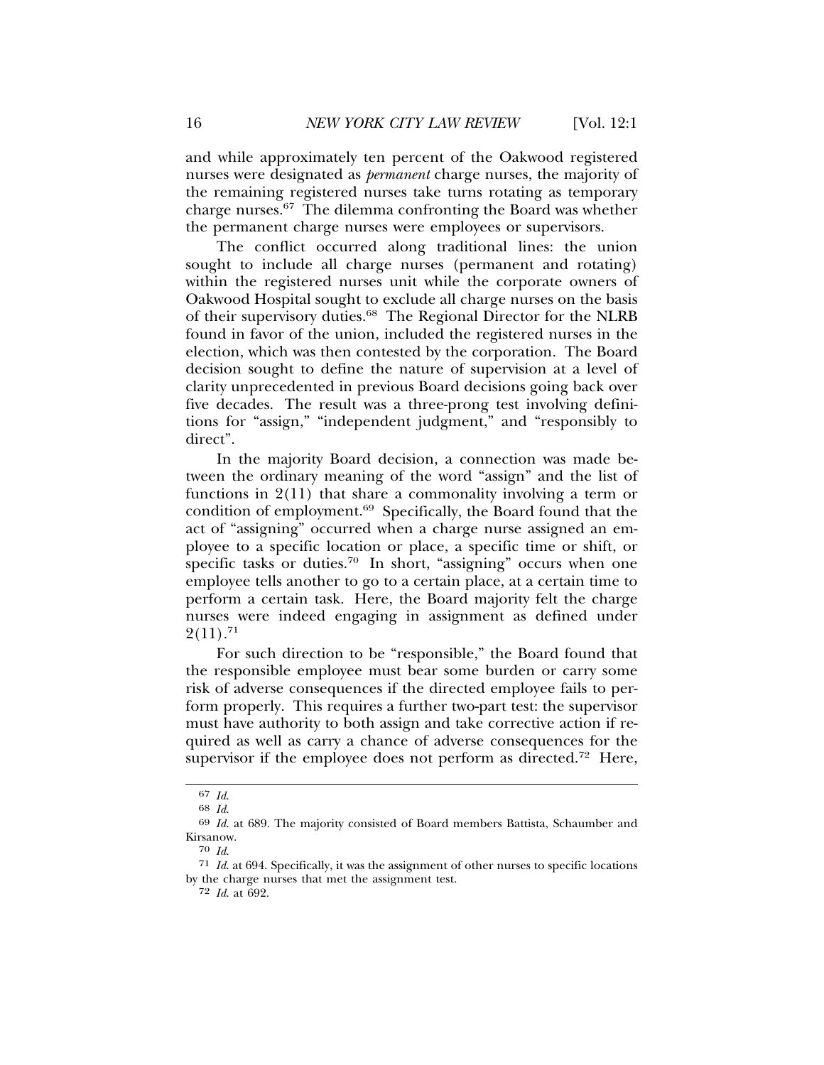and while approximately ten percent of the Oakwood registered nurses were designated as *permanent* charge nurses, the majority of the remaining registered nurses take turns rotating as temporary charge nurses.[67] The dilemma confronting the Board was whether the permanent charge nurses were employees or supervisors.

The conflict occurred along traditional lines: the union sought to include all charge nurses (permanent and rotating) within the registered nurses unit while the corporate owners of Oakwood Hospital sought to exclude all charge nurses on the basis of their supervisory duties.[68] The Regional Director for the NLRB found in favor of the union, included the registered nurses in the election, which was then contested by the corporation. The Board decision sought to define the nature of supervision at a level of clarity unprecedented in previous Board decisions going back over five decades. The result was a three-prong test involving definitions for "assign," "independent judgment," and "responsibly to direct".

In the majority Board decision, a connection was made between the ordinary meaning of the word "assign" and the list of functions in 2(11) that share a commonality involving a term or condition of employment.[69] Specifically, the Board found that the act of "assigning" occurred when a charge nurse assigned an employee to a specific location or place, a specific time or shift, or specific tasks or duties.[70] In short, "assigning" occurs when one employee tells another to go to a certain place, at a certain time to perform a certain task. Here, the Board majority felt the charge nurses were indeed engaging in assignment as defined under 2(11).[71]

For such direction to be "responsible," the Board found that the responsible employee must bear some burden or carry some risk of adverse consequences if the directed employee fails to perform properly. This requires a further two-part test: the supervisor must have authority to both assign and take corrective action if required as well as carry a chance of adverse consequences for the supervisor if the employee does not perform as directed.[72] Here,

---

67 *Id.*

68 *Id.*

69 *Id.* at 689. The majority consisted of Board members Battista, Schaumber and Kirsanow.

70 *Id.*

71 *Id.* at 694. Specifically, it was the assignment of other nurses to specific locations by the charge nurses that met the assignment test.

72 *Id.* at 692.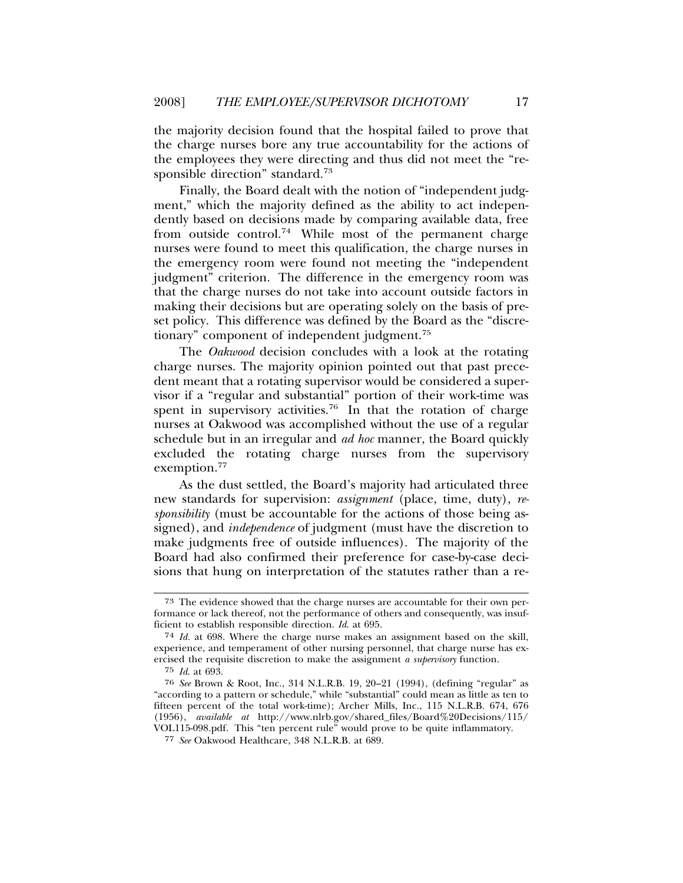the majority decision found that the hospital failed to prove that the charge nurses bore any true accountability for the actions of the employees they were directing and thus did not meet the "responsible direction" standard.[73]

Finally, the Board dealt with the notion of "independent judgment," which the majority defined as the ability to act independently based on decisions made by comparing available data, free from outside control.[74] While most of the permanent charge nurses were found to meet this qualification, the charge nurses in the emergency room were found not meeting the "independent judgment" criterion. The difference in the emergency room was that the charge nurses do not take into account outside factors in making their decisions but are operating solely on the basis of preset policy. This difference was defined by the Board as the "discretionary" component of independent judgment.[75]

The *Oakwood* decision concludes with a look at the rotating charge nurses. The majority opinion pointed out that past precedent meant that a rotating supervisor would be considered a supervisor if a "regular and substantial" portion of their work-time was spent in supervisory activities.[76] In that the rotation of charge nurses at Oakwood was accomplished without the use of a regular schedule but in an irregular and *ad hoc* manner, the Board quickly excluded the rotating charge nurses from the supervisory exemption.[77]

As the dust settled, the Board's majority had articulated three new standards for supervision: *assignment* (place, time, duty), *responsibility* (must be accountable for the actions of those being assigned), and *independence* of judgment (must have the discretion to make judgments free of outside influences). The majority of the Board had also confirmed their preference for case-by-case decisions that hung on interpretation of the statutes rather than a re-

---

[73] The evidence showed that the charge nurses are accountable for their own performance or lack thereof, not the performance of others and consequently, was insufficient to establish responsible direction. *Id.* at 695.

[74] *Id.* at 698. Where the charge nurse makes an assignment based on the skill, experience, and temperament of other nursing personnel, that charge nurse has exercised the requisite discretion to make the assignment *a supervisory* function.

[75] *Id.* at 693.

[76] *See* Brown & Root, Inc., 314 N.L.R.B. 19, 20–21 (1994), (defining "regular" as "according to a pattern or schedule," while "substantial" could mean as little as ten to fifteen percent of the total work-time); Archer Mills, Inc., 115 N.L.R.B. 674, 676 (1956), *available at* http://www.nlrb.gov/shared_files/Board%20Decisions/115/VOL115-098.pdf. This "ten percent rule" would prove to be quite inflammatory.

[77] *See* Oakwood Healthcare, 348 N.L.R.B. at 689.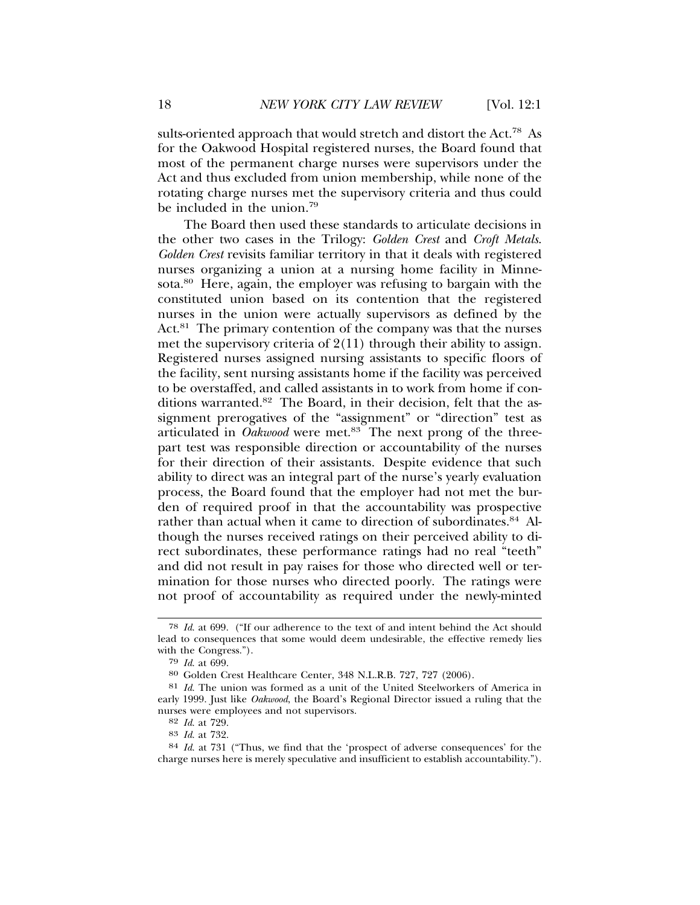sults-oriented approach that would stretch and distort the Act.[78] As for the Oakwood Hospital registered nurses, the Board found that most of the permanent charge nurses were supervisors under the Act and thus excluded from union membership, while none of the rotating charge nurses met the supervisory criteria and thus could be included in the union.[79]

The Board then used these standards to articulate decisions in the other two cases in the Trilogy: *Golden Crest* and *Croft Metals*. *Golden Crest* revisits familiar territory in that it deals with registered nurses organizing a union at a nursing home facility in Minnesota.[80] Here, again, the employer was refusing to bargain with the constituted union based on its contention that the registered nurses in the union were actually supervisors as defined by the Act.[81] The primary contention of the company was that the nurses met the supervisory criteria of 2(11) through their ability to assign. Registered nurses assigned nursing assistants to specific floors of the facility, sent nursing assistants home if the facility was perceived to be overstaffed, and called assistants in to work from home if conditions warranted.[82] The Board, in their decision, felt that the assignment prerogatives of the "assignment" or "direction" test as articulated in *Oakwood* were met.[83] The next prong of the three-part test was responsible direction or accountability of the nurses for their direction of their assistants. Despite evidence that such ability to direct was an integral part of the nurse's yearly evaluation process, the Board found that the employer had not met the burden of required proof in that the accountability was prospective rather than actual when it came to direction of subordinates.[84] Although the nurses received ratings on their perceived ability to direct subordinates, these performance ratings had no real "teeth" and did not result in pay raises for those who directed well or termination for those nurses who directed poorly. The ratings were not proof of accountability as required under the newly-minted

---

78 *Id.* at 699. ("If our adherence to the text of and intent behind the Act should lead to consequences that some would deem undesirable, the effective remedy lies with the Congress.").

79 *Id.* at 699.

80 Golden Crest Healthcare Center, 348 N.L.R.B. 727, 727 (2006).

81 *Id.* The union was formed as a unit of the United Steelworkers of America in early 1999. Just like *Oakwood*, the Board's Regional Director issued a ruling that the nurses were employees and not supervisors.

82 *Id.* at 729.

83 *Id.* at 732.

84 *Id.* at 731 ("Thus, we find that the 'prospect of adverse consequences' for the charge nurses here is merely speculative and insufficient to establish accountability.").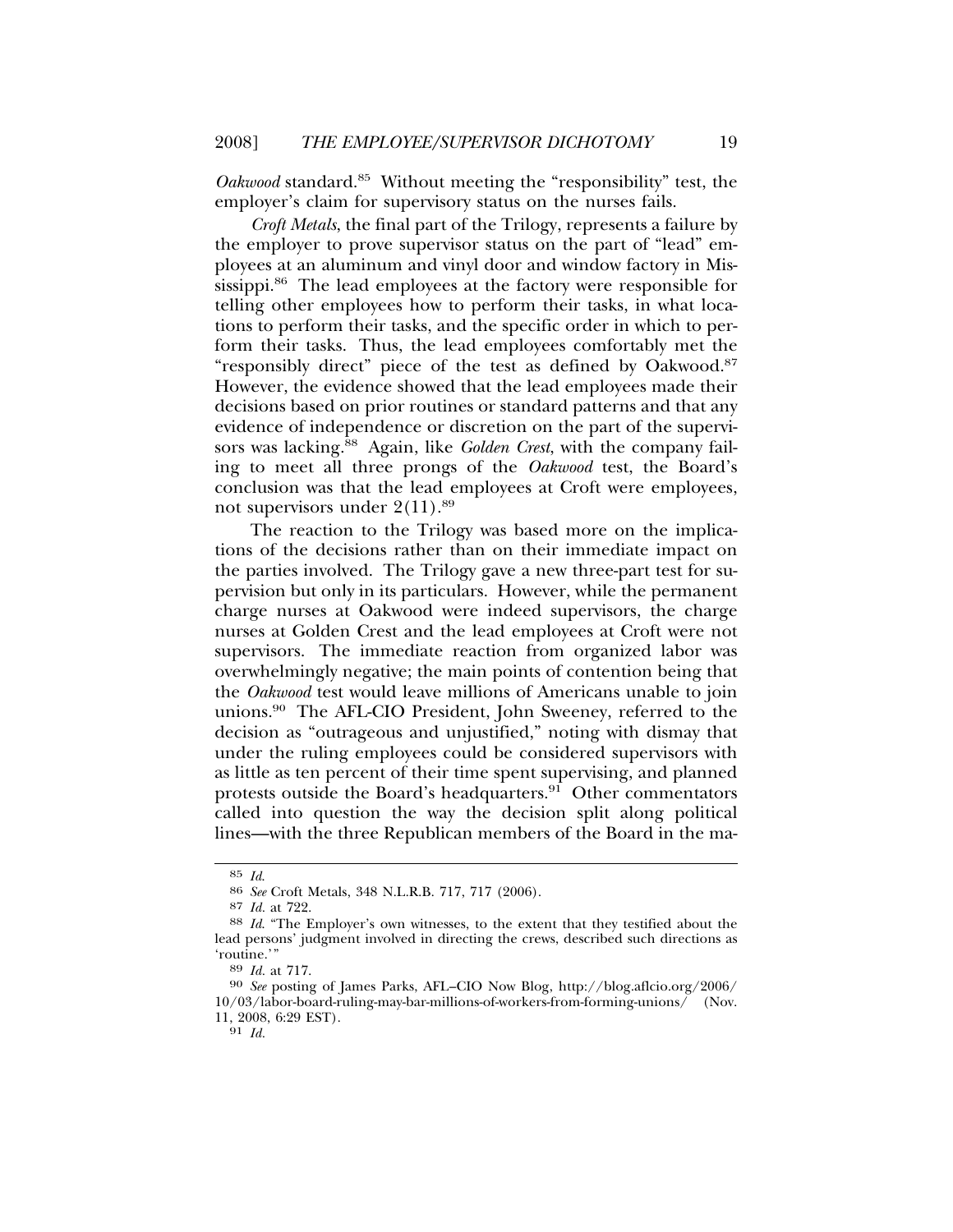*Oakwood* standard.[85] Without meeting the "responsibility" test, the employer's claim for supervisory status on the nurses fails.

*Croft Metals*, the final part of the Trilogy, represents a failure by the employer to prove supervisor status on the part of "lead" employees at an aluminum and vinyl door and window factory in Mississippi.[86] The lead employees at the factory were responsible for telling other employees how to perform their tasks, in what locations to perform their tasks, and the specific order in which to perform their tasks. Thus, the lead employees comfortably met the "responsibly direct" piece of the test as defined by Oakwood.[87] However, the evidence showed that the lead employees made their decisions based on prior routines or standard patterns and that any evidence of independence or discretion on the part of the supervisors was lacking.[88] Again, like *Golden Crest*, with the company failing to meet all three prongs of the *Oakwood* test, the Board's conclusion was that the lead employees at Croft were employees, not supervisors under 2(11).[89]

The reaction to the Trilogy was based more on the implications of the decisions rather than on their immediate impact on the parties involved. The Trilogy gave a new three-part test for supervision but only in its particulars. However, while the permanent charge nurses at Oakwood were indeed supervisors, the charge nurses at Golden Crest and the lead employees at Croft were not supervisors. The immediate reaction from organized labor was overwhelmingly negative; the main points of contention being that the *Oakwood* test would leave millions of Americans unable to join unions.[90] The AFL-CIO President, John Sweeney, referred to the decision as "outrageous and unjustified," noting with dismay that under the ruling employees could be considered supervisors with as little as ten percent of their time spent supervising, and planned protests outside the Board's headquarters.[91] Other commentators called into question the way the decision split along political lines—with the three Republican members of the Board in the ma-

---

85 *Id.*

86 *See* Croft Metals, 348 N.L.R.B. 717, 717 (2006).

87 *Id.* at 722.

88 *Id.* "The Employer's own witnesses, to the extent that they testified about the lead persons' judgment involved in directing the crews, described such directions as 'routine.'"

89 *Id.* at 717.

90 *See* posting of James Parks, AFL–CIO Now Blog, http://blog.aflcio.org/2006/10/03/labor-board-ruling-may-bar-millions-of-workers-from-forming-unions/ (Nov. 11, 2008, 6:29 EST).

91 *Id.*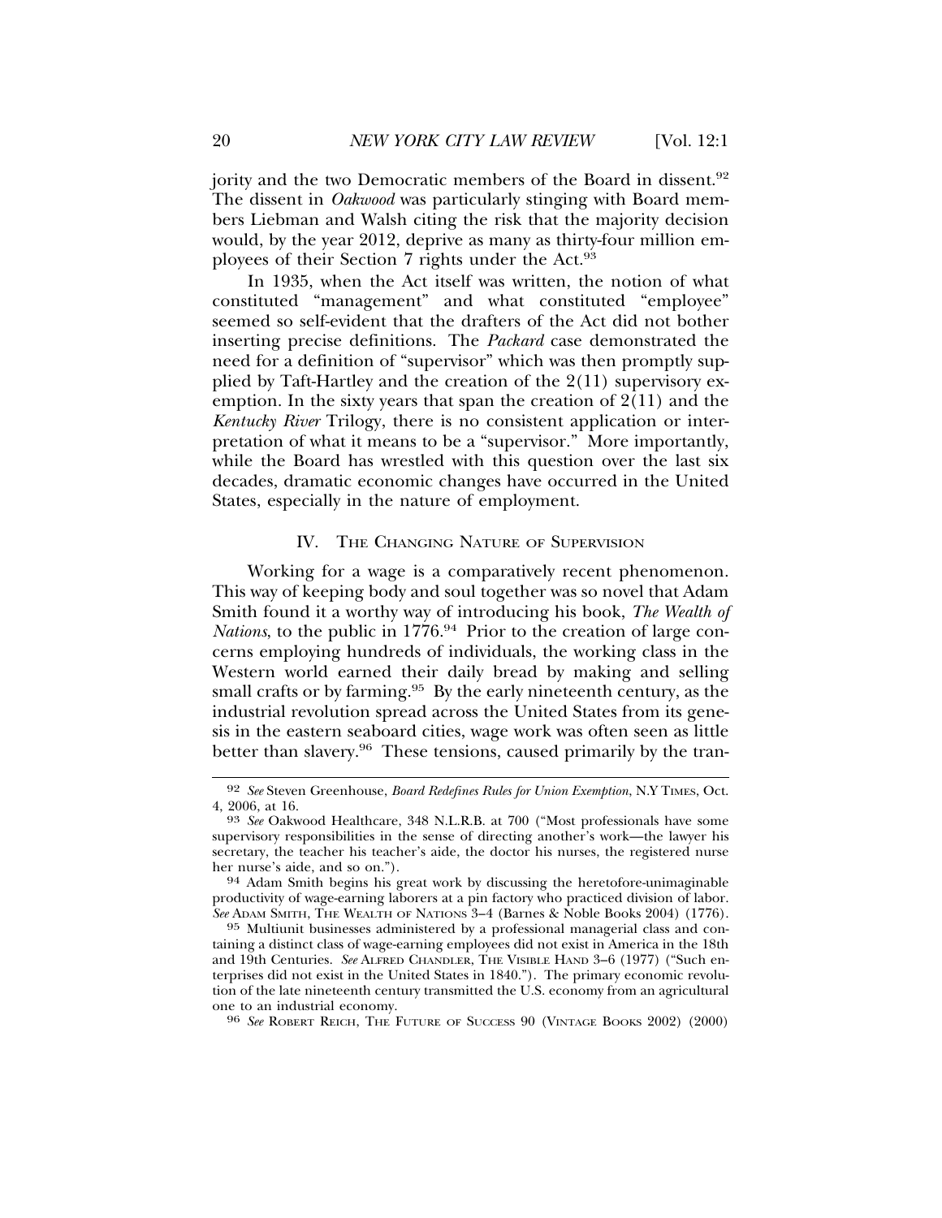jority and the two Democratic members of the Board in dissent.[92] The dissent in *Oakwood* was particularly stinging with Board members Liebman and Walsh citing the risk that the majority decision would, by the year 2012, deprive as many as thirty-four million employees of their Section 7 rights under the Act.[93]

In 1935, when the Act itself was written, the notion of what constituted "management" and what constituted "employee" seemed so self-evident that the drafters of the Act did not bother inserting precise definitions. The *Packard* case demonstrated the need for a definition of "supervisor" which was then promptly supplied by Taft-Hartley and the creation of the 2(11) supervisory exemption. In the sixty years that span the creation of 2(11) and the *Kentucky River* Trilogy, there is no consistent application or interpretation of what it means to be a "supervisor." More importantly, while the Board has wrestled with this question over the last six decades, dramatic economic changes have occurred in the United States, especially in the nature of employment.

## IV. The Changing Nature of Supervision

Working for a wage is a comparatively recent phenomenon. This way of keeping body and soul together was so novel that Adam Smith found it a worthy way of introducing his book, *The Wealth of Nations*, to the public in 1776.[94] Prior to the creation of large concerns employing hundreds of individuals, the working class in the Western world earned their daily bread by making and selling small crafts or by farming.[95] By the early nineteenth century, as the industrial revolution spread across the United States from its genesis in the eastern seaboard cities, wage work was often seen as little better than slavery.[96] These tensions, caused primarily by the tran-

---

92 *See* Steven Greenhouse, *Board Redefines Rules for Union Exemption*, N.Y Times, Oct. 4, 2006, at 16.

93 *See* Oakwood Healthcare, 348 N.L.R.B. at 700 ("Most professionals have some supervisory responsibilities in the sense of directing another's work—the lawyer his secretary, the teacher his teacher's aide, the doctor his nurses, the registered nurse her nurse's aide, and so on.").

94 Adam Smith begins his great work by discussing the heretofore-unimaginable productivity of wage-earning laborers at a pin factory who practiced division of labor. *See* Adam Smith, The Wealth of Nations 3–4 (Barnes & Noble Books 2004) (1776).

95 Multiunit businesses administered by a professional managerial class and containing a distinct class of wage-earning employees did not exist in America in the 18th and 19th Centuries. *See* Alfred Chandler, The Visible Hand 3–6 (1977) ("Such enterprises did not exist in the United States in 1840."). The primary economic revolution of the late nineteenth century transmitted the U.S. economy from an agricultural one to an industrial economy.

96 *See* Robert Reich, The Future of Success 90 (Vintage Books 2002) (2000)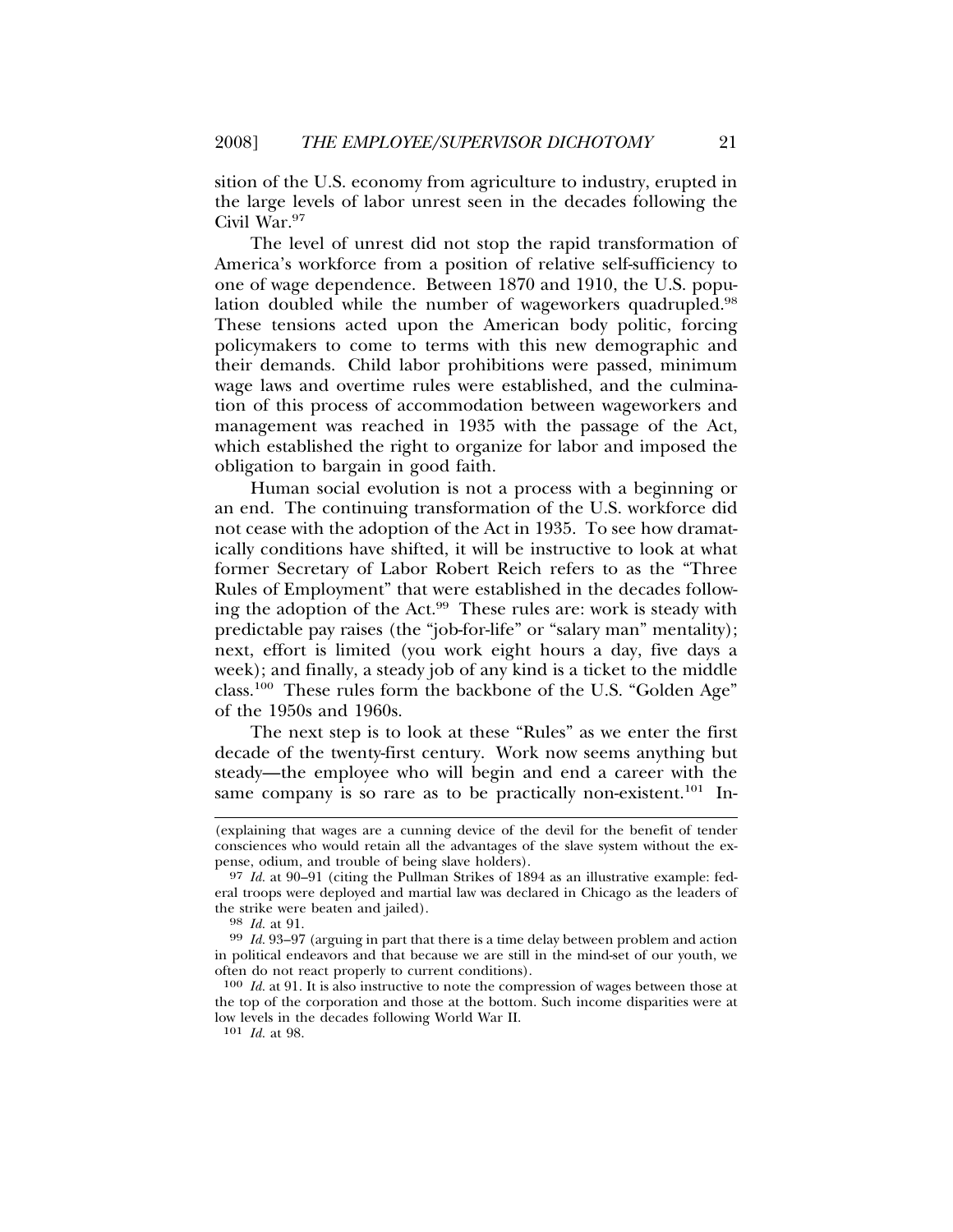sition of the U.S. economy from agriculture to industry, erupted in the large levels of labor unrest seen in the decades following the Civil War.[97]

The level of unrest did not stop the rapid transformation of America's workforce from a position of relative self-sufficiency to one of wage dependence. Between 1870 and 1910, the U.S. population doubled while the number of wageworkers quadrupled.[98] These tensions acted upon the American body politic, forcing policymakers to come to terms with this new demographic and their demands. Child labor prohibitions were passed, minimum wage laws and overtime rules were established, and the culmination of this process of accommodation between wageworkers and management was reached in 1935 with the passage of the Act, which established the right to organize for labor and imposed the obligation to bargain in good faith.

Human social evolution is not a process with a beginning or an end. The continuing transformation of the U.S. workforce did not cease with the adoption of the Act in 1935. To see how dramatically conditions have shifted, it will be instructive to look at what former Secretary of Labor Robert Reich refers to as the "Three Rules of Employment" that were established in the decades following the adoption of the Act.[99] These rules are: work is steady with predictable pay raises (the "job-for-life" or "salary man" mentality); next, effort is limited (you work eight hours a day, five days a week); and finally, a steady job of any kind is a ticket to the middle class.[100] These rules form the backbone of the U.S. "Golden Age" of the 1950s and 1960s.

The next step is to look at these "Rules" as we enter the first decade of the twenty-first century. Work now seems anything but steady—the employee who will begin and end a career with the same company is so rare as to be practically non-existent.[101] In-

---

(explaining that wages are a cunning device of the devil for the benefit of tender consciences who would retain all the advantages of the slave system without the expense, odium, and trouble of being slave holders).

97 *Id.* at 90–91 (citing the Pullman Strikes of 1894 as an illustrative example: federal troops were deployed and martial law was declared in Chicago as the leaders of the strike were beaten and jailed).

98 *Id.* at 91.

99 *Id.* 93–97 (arguing in part that there is a time delay between problem and action in political endeavors and that because we are still in the mind-set of our youth, we often do not react properly to current conditions).

100 *Id.* at 91. It is also instructive to note the compression of wages between those at the top of the corporation and those at the bottom. Such income disparities were at low levels in the decades following World War II.

101 *Id.* at 98.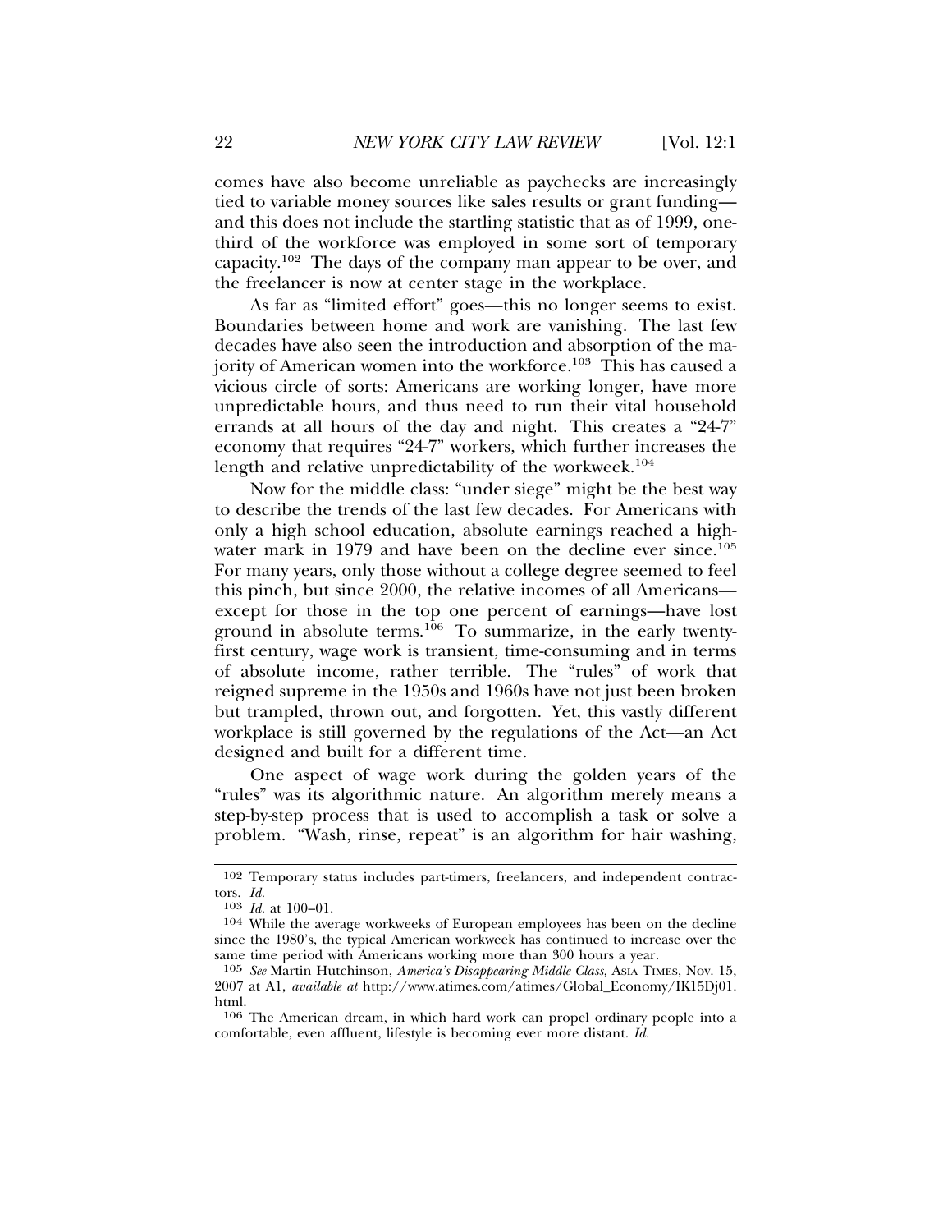comes have also become unreliable as paychecks are increasingly tied to variable money sources like sales results or grant funding—and this does not include the startling statistic that as of 1999, one-third of the workforce was employed in some sort of temporary capacity.[102] The days of the company man appear to be over, and the freelancer is now at center stage in the workplace.

As far as "limited effort" goes—this no longer seems to exist. Boundaries between home and work are vanishing. The last few decades have also seen the introduction and absorption of the majority of American women into the workforce.[103] This has caused a vicious circle of sorts: Americans are working longer, have more unpredictable hours, and thus need to run their vital household errands at all hours of the day and night. This creates a "24-7" economy that requires "24-7" workers, which further increases the length and relative unpredictability of the workweek.[104]

Now for the middle class: "under siege" might be the best way to describe the trends of the last few decades. For Americans with only a high school education, absolute earnings reached a high-water mark in 1979 and have been on the decline ever since.[105] For many years, only those without a college degree seemed to feel this pinch, but since 2000, the relative incomes of all Americans—except for those in the top one percent of earnings—have lost ground in absolute terms.[106] To summarize, in the early twenty-first century, wage work is transient, time-consuming and in terms of absolute income, rather terrible. The "rules" of work that reigned supreme in the 1950s and 1960s have not just been broken but trampled, thrown out, and forgotten. Yet, this vastly different workplace is still governed by the regulations of the Act—an Act designed and built for a different time.

One aspect of wage work during the golden years of the "rules" was its algorithmic nature. An algorithm merely means a step-by-step process that is used to accomplish a task or solve a problem. "Wash, rinse, repeat" is an algorithm for hair washing,

---

[102] Temporary status includes part-timers, freelancers, and independent contractors. *Id.*

[103] *Id.* at 100–01.

[104] While the average workweeks of European employees has been on the decline since the 1980's, the typical American workweek has continued to increase over the same time period with Americans working more than 300 hours a year.

[105] *See* Martin Hutchinson, *America's Disappearing Middle Class,* ASIA TIMES, Nov. 15, 2007 at A1, *available at* http://www.atimes.com/atimes/Global_Economy/IK15Dj01.html.

[106] The American dream, in which hard work can propel ordinary people into a comfortable, even affluent, lifestyle is becoming ever more distant. *Id.*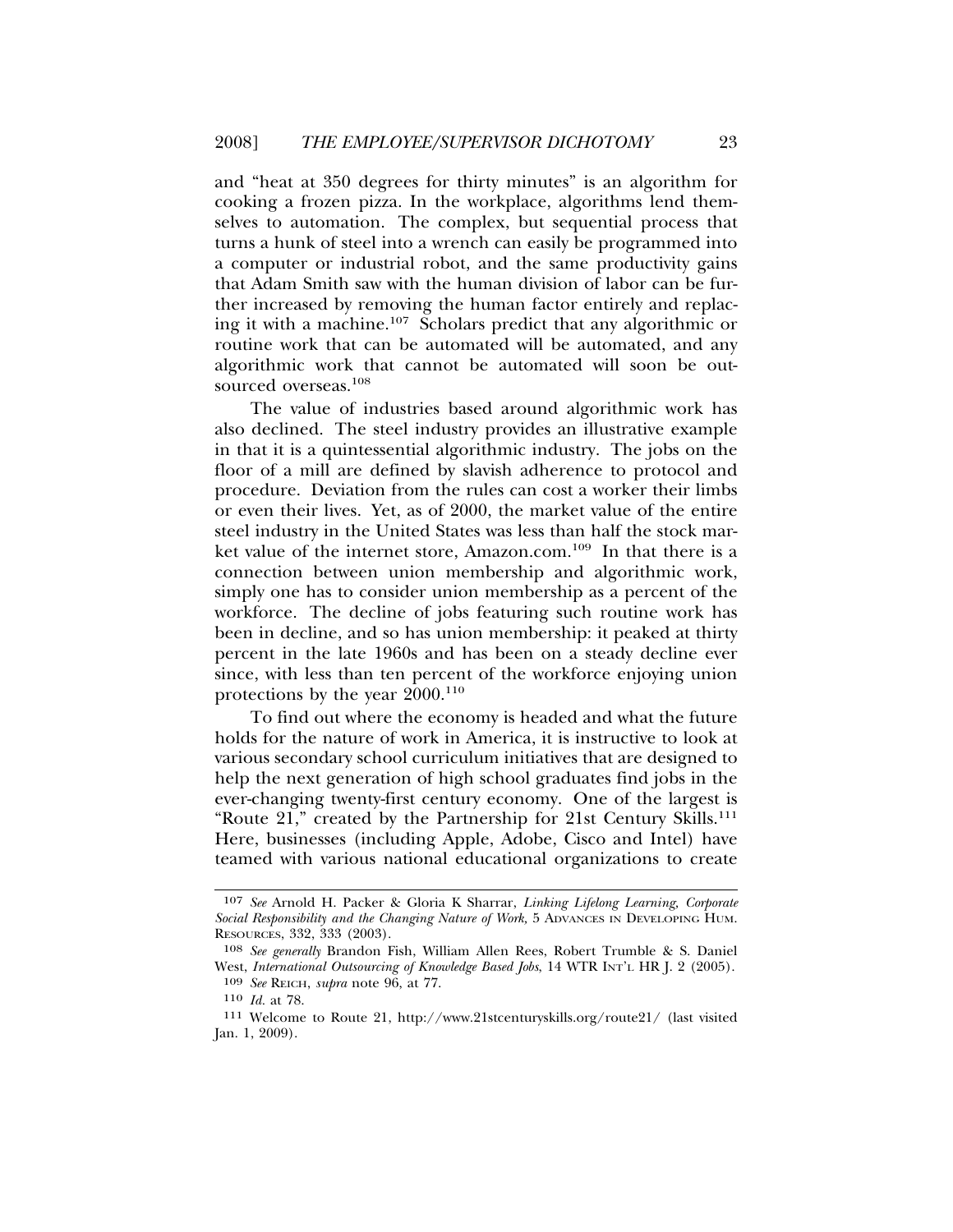and "heat at 350 degrees for thirty minutes" is an algorithm for cooking a frozen pizza. In the workplace, algorithms lend themselves to automation. The complex, but sequential process that turns a hunk of steel into a wrench can easily be programmed into a computer or industrial robot, and the same productivity gains that Adam Smith saw with the human division of labor can be further increased by removing the human factor entirely and replacing it with a machine.[107] Scholars predict that any algorithmic or routine work that can be automated will be automated, and any algorithmic work that cannot be automated will soon be outsourced overseas.[108]

The value of industries based around algorithmic work has also declined. The steel industry provides an illustrative example in that it is a quintessential algorithmic industry. The jobs on the floor of a mill are defined by slavish adherence to protocol and procedure. Deviation from the rules can cost a worker their limbs or even their lives. Yet, as of 2000, the market value of the entire steel industry in the United States was less than half the stock market value of the internet store, Amazon.com.[109] In that there is a connection between union membership and algorithmic work, simply one has to consider union membership as a percent of the workforce. The decline of jobs featuring such routine work has been in decline, and so has union membership: it peaked at thirty percent in the late 1960s and has been on a steady decline ever since, with less than ten percent of the workforce enjoying union protections by the year 2000.[110]

To find out where the economy is headed and what the future holds for the nature of work in America, it is instructive to look at various secondary school curriculum initiatives that are designed to help the next generation of high school graduates find jobs in the ever-changing twenty-first century economy. One of the largest is "Route 21," created by the Partnership for 21st Century Skills.[111] Here, businesses (including Apple, Adobe, Cisco and Intel) have teamed with various national educational organizations to create

---

107 *See* Arnold H. Packer & Gloria K Sharrar, *Linking Lifelong Learning, Corporate Social Responsibility and the Changing Nature of Work,* 5 ADVANCES IN DEVELOPING HUM. RESOURCES, 332, 333 (2003).

108 *See generally* Brandon Fish, William Allen Rees, Robert Trumble & S. Daniel West, *International Outsourcing of Knowledge Based Jobs*, 14 WTR INT'L HR J. 2 (2005).

109 *See* REICH, *supra* note 96, at 77.

110 *Id.* at 78.

111 Welcome to Route 21, http://www.21stcenturyskills.org/route21/ (last visited Jan. 1, 2009).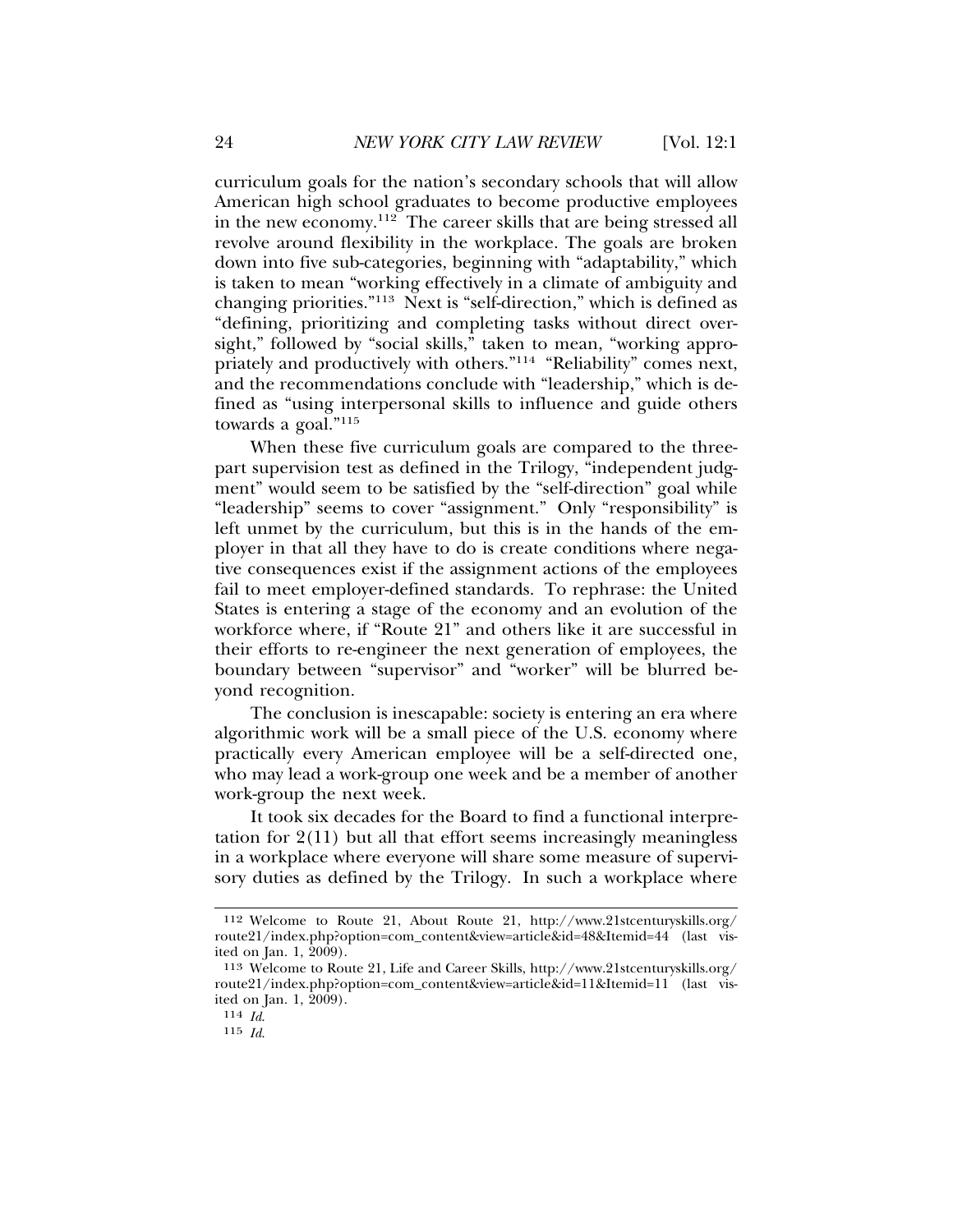curriculum goals for the nation's secondary schools that will allow American high school graduates to become productive employees in the new economy.[112] The career skills that are being stressed all revolve around flexibility in the workplace. The goals are broken down into five sub-categories, beginning with "adaptability," which is taken to mean "working effectively in a climate of ambiguity and changing priorities."[113] Next is "self-direction," which is defined as "defining, prioritizing and completing tasks without direct oversight," followed by "social skills," taken to mean, "working appropriately and productively with others."[114] "Reliability" comes next, and the recommendations conclude with "leadership," which is defined as "using interpersonal skills to influence and guide others towards a goal."[115]

When these five curriculum goals are compared to the three-part supervision test as defined in the Trilogy, "independent judgment" would seem to be satisfied by the "self-direction" goal while "leadership" seems to cover "assignment." Only "responsibility" is left unmet by the curriculum, but this is in the hands of the employer in that all they have to do is create conditions where negative consequences exist if the assignment actions of the employees fail to meet employer-defined standards. To rephrase: the United States is entering a stage of the economy and an evolution of the workforce where, if "Route 21" and others like it are successful in their efforts to re-engineer the next generation of employees, the boundary between "supervisor" and "worker" will be blurred beyond recognition.

The conclusion is inescapable: society is entering an era where algorithmic work will be a small piece of the U.S. economy where practically every American employee will be a self-directed one, who may lead a work-group one week and be a member of another work-group the next week.

It took six decades for the Board to find a functional interpretation for 2(11) but all that effort seems increasingly meaningless in a workplace where everyone will share some measure of supervisory duties as defined by the Trilogy. In such a workplace where

---

112 Welcome to Route 21, About Route 21, http://www.21stcenturyskills.org/route21/index.php?option=com_content&view=article&id=48&Itemid=44 (last visited on Jan. 1, 2009).

113 Welcome to Route 21, Life and Career Skills, http://www.21stcenturyskills.org/route21/index.php?option=com_content&view=article&id=11&Itemid=11 (last visited on Jan. 1, 2009).

114 *Id.*

115 *Id.*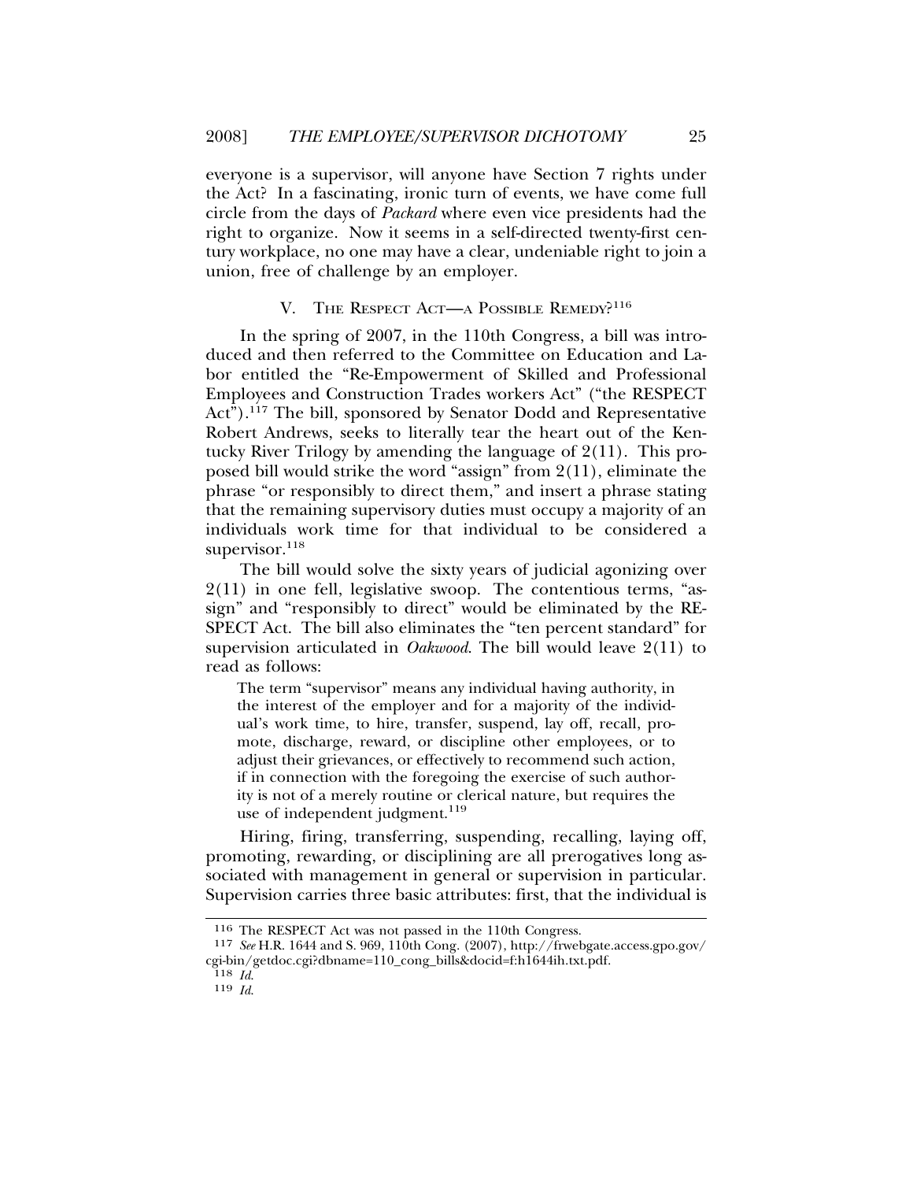everyone is a supervisor, will anyone have Section 7 rights under the Act? In a fascinating, ironic turn of events, we have come full circle from the days of *Packard* where even vice presidents had the right to organize. Now it seems in a self-directed twenty-first century workplace, no one may have a clear, undeniable right to join a union, free of challenge by an employer.

## V. The Respect Act—a Possible Remedy?[116]

In the spring of 2007, in the 110th Congress, a bill was introduced and then referred to the Committee on Education and Labor entitled the "Re-Empowerment of Skilled and Professional Employees and Construction Trades workers Act" ("the RESPECT Act").[117] The bill, sponsored by Senator Dodd and Representative Robert Andrews, seeks to literally tear the heart out of the Kentucky River Trilogy by amending the language of 2(11). This proposed bill would strike the word "assign" from 2(11), eliminate the phrase "or responsibly to direct them," and insert a phrase stating that the remaining supervisory duties must occupy a majority of an individuals work time for that individual to be considered a supervisor.[118]

The bill would solve the sixty years of judicial agonizing over 2(11) in one fell, legislative swoop. The contentious terms, "assign" and "responsibly to direct" would be eliminated by the RESPECT Act. The bill also eliminates the "ten percent standard" for supervision articulated in *Oakwood*. The bill would leave 2(11) to read as follows:

> The term "supervisor" means any individual having authority, in the interest of the employer and for a majority of the individual's work time, to hire, transfer, suspend, lay off, recall, promote, discharge, reward, or discipline other employees, or to adjust their grievances, or effectively to recommend such action, if in connection with the foregoing the exercise of such authority is not of a merely routine or clerical nature, but requires the use of independent judgment.[119]

Hiring, firing, transferring, suspending, recalling, laying off, promoting, rewarding, or disciplining are all prerogatives long associated with management in general or supervision in particular. Supervision carries three basic attributes: first, that the individual is

---

116 The RESPECT Act was not passed in the 110th Congress.

117 *See* H.R. 1644 and S. 969, 110th Cong. (2007), http://frwebgate.access.gpo.gov/cgi-bin/getdoc.cgi?dbname=110_cong_bills&docid=f:h1644ih.txt.pdf.

118 *Id.*

119 *Id.*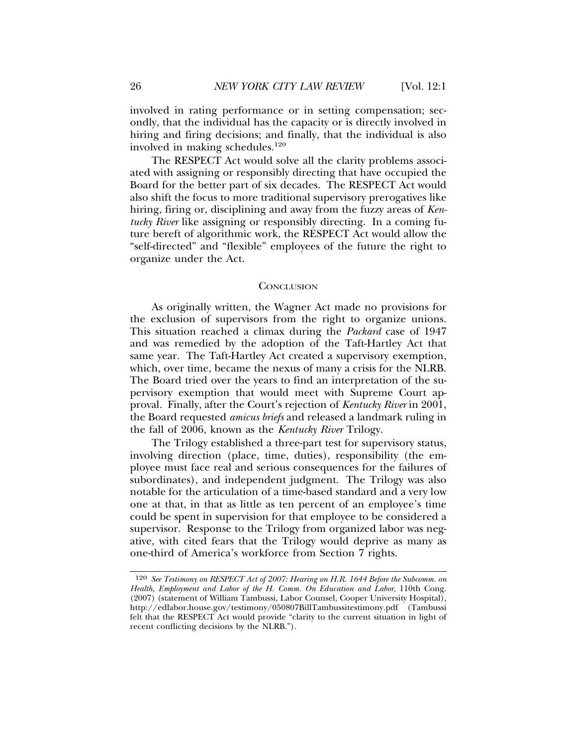involved in rating performance or in setting compensation; secondly, that the individual has the capacity or is directly involved in hiring and firing decisions; and finally, that the individual is also involved in making schedules.[120]

The RESPECT Act would solve all the clarity problems associated with assigning or responsibly directing that have occupied the Board for the better part of six decades. The RESPECT Act would also shift the focus to more traditional supervisory prerogatives like hiring, firing or, disciplining and away from the fuzzy areas of *Kentucky River* like assigning or responsibly directing. In a coming future bereft of algorithmic work, the RESPECT Act would allow the "self-directed" and "flexible" employees of the future the right to organize under the Act.

## Conclusion

As originally written, the Wagner Act made no provisions for the exclusion of supervisors from the right to organize unions. This situation reached a climax during the *Packard* case of 1947 and was remedied by the adoption of the Taft-Hartley Act that same year. The Taft-Hartley Act created a supervisory exemption, which, over time, became the nexus of many a crisis for the NLRB. The Board tried over the years to find an interpretation of the supervisory exemption that would meet with Supreme Court approval. Finally, after the Court's rejection of *Kentucky River* in 2001, the Board requested *amicus briefs* and released a landmark ruling in the fall of 2006, known as the *Kentucky River* Trilogy.

The Trilogy established a three-part test for supervisory status, involving direction (place, time, duties), responsibility (the employee must face real and serious consequences for the failures of subordinates), and independent judgment. The Trilogy was also notable for the articulation of a time-based standard and a very low one at that, in that as little as ten percent of an employee's time could be spent in supervision for that employee to be considered a supervisor. Response to the Trilogy from organized labor was negative, with cited fears that the Trilogy would deprive as many as one-third of America's workforce from Section 7 rights.

---

[120] *See Testimony on RESPECT Act of 2007: Hearing on H.R. 1644 Before the Subcomm. on Health, Employment and Labor of the H. Comm. On Education and Labor*, 110th Cong. (2007) (statement of William Tambussi, Labor Counsel, Cooper University Hospital), http://edlabor.house.gov/testimony/050807BillTambussitestimony.pdf (Tambussi felt that the RESPECT Act would provide "clarity to the current situation in light of recent conflicting decisions by the NLRB.").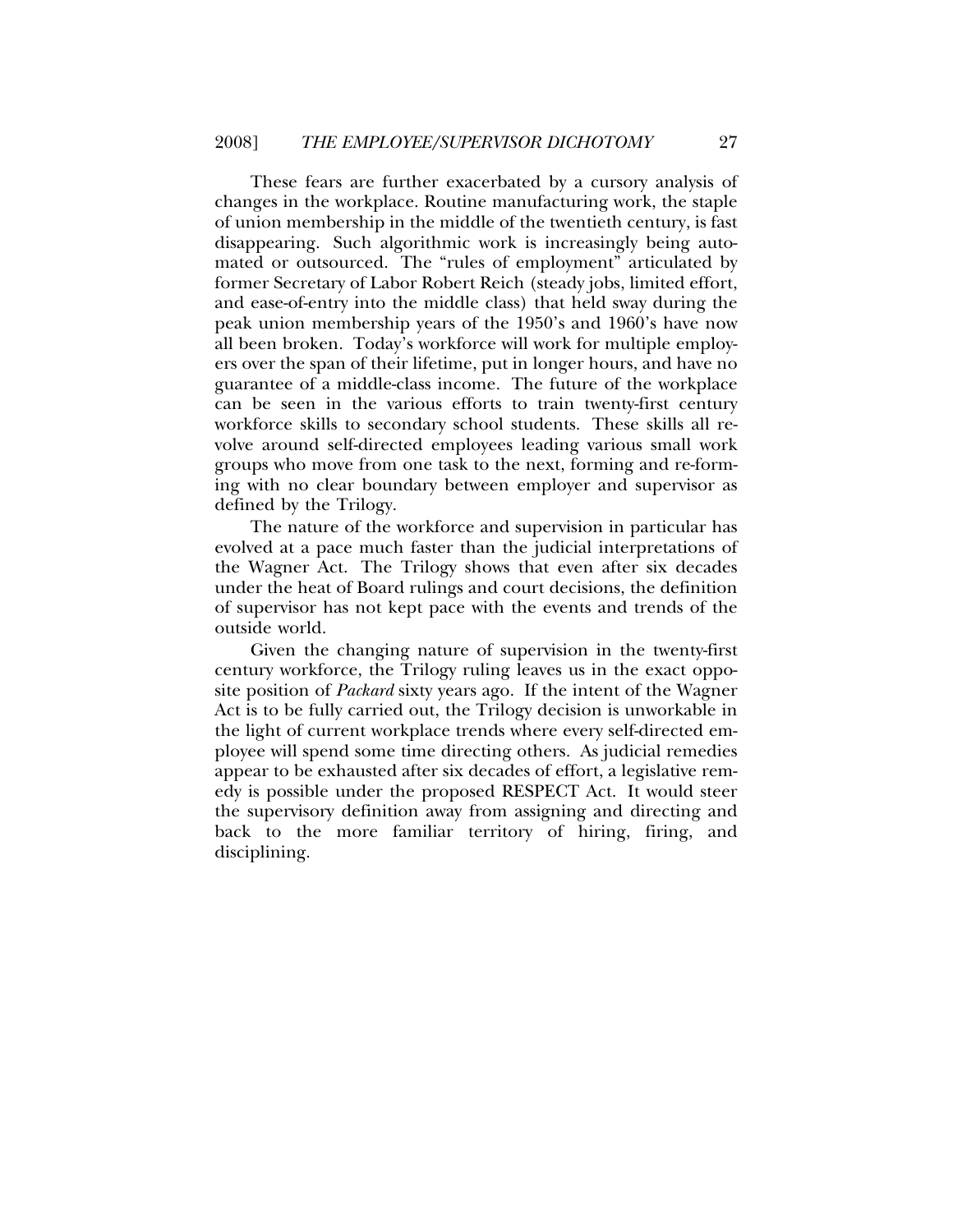These fears are further exacerbated by a cursory analysis of changes in the workplace. Routine manufacturing work, the staple of union membership in the middle of the twentieth century, is fast disappearing. Such algorithmic work is increasingly being automated or outsourced. The "rules of employment" articulated by former Secretary of Labor Robert Reich (steady jobs, limited effort, and ease-of-entry into the middle class) that held sway during the peak union membership years of the 1950's and 1960's have now all been broken. Today's workforce will work for multiple employers over the span of their lifetime, put in longer hours, and have no guarantee of a middle-class income. The future of the workplace can be seen in the various efforts to train twenty-first century workforce skills to secondary school students. These skills all revolve around self-directed employees leading various small work groups who move from one task to the next, forming and re-forming with no clear boundary between employer and supervisor as defined by the Trilogy.

The nature of the workforce and supervision in particular has evolved at a pace much faster than the judicial interpretations of the Wagner Act. The Trilogy shows that even after six decades under the heat of Board rulings and court decisions, the definition of supervisor has not kept pace with the events and trends of the outside world.

Given the changing nature of supervision in the twenty-first century workforce, the Trilogy ruling leaves us in the exact opposite position of *Packard* sixty years ago. If the intent of the Wagner Act is to be fully carried out, the Trilogy decision is unworkable in the light of current workplace trends where every self-directed employee will spend some time directing others. As judicial remedies appear to be exhausted after six decades of effort, a legislative remedy is possible under the proposed RESPECT Act. It would steer the supervisory definition away from assigning and directing and back to the more familiar territory of hiring, firing, and disciplining.